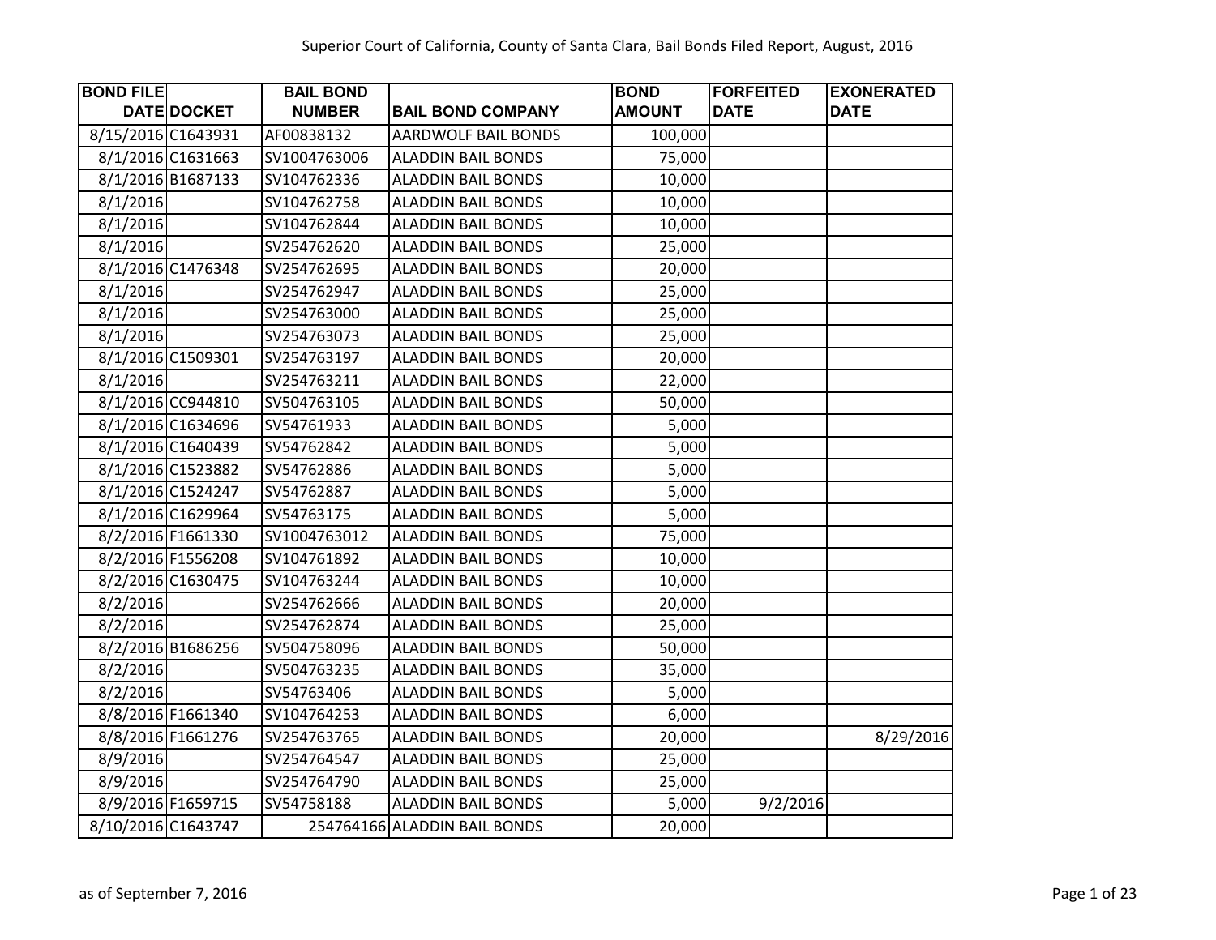# Superior Court of California, County of Santa Clara, Bail Bonds Filed Report, August, 2016

| BOND FILE DATE | DOCKET | BAIL BOND NUMBER | BAIL BOND COMPANY | BOND AMOUNT | FORFEITED DATE | EXONERATED DATE |
|---|---|---|---|---|---|---|
| 8/15/2016 | C1643931 | AF00838132 | AARDWOLF BAIL BONDS | 100,000 | | |
| 8/1/2016 | C1631663 | SV1004763006 | ALADDIN BAIL BONDS | 75,000 | | |
| 8/1/2016 | B1687133 | SV104762336 | ALADDIN BAIL BONDS | 10,000 | | |
| 8/1/2016 | | SV104762758 | ALADDIN BAIL BONDS | 10,000 | | |
| 8/1/2016 | | SV104762844 | ALADDIN BAIL BONDS | 10,000 | | |
| 8/1/2016 | | SV254762620 | ALADDIN BAIL BONDS | 25,000 | | |
| 8/1/2016 | C1476348 | SV254762695 | ALADDIN BAIL BONDS | 20,000 | | |
| 8/1/2016 | | SV254762947 | ALADDIN BAIL BONDS | 25,000 | | |
| 8/1/2016 | | SV254763000 | ALADDIN BAIL BONDS | 25,000 | | |
| 8/1/2016 | | SV254763073 | ALADDIN BAIL BONDS | 25,000 | | |
| 8/1/2016 | C1509301 | SV254763197 | ALADDIN BAIL BONDS | 20,000 | | |
| 8/1/2016 | | SV254763211 | ALADDIN BAIL BONDS | 22,000 | | |
| 8/1/2016 | CC944810 | SV504763105 | ALADDIN BAIL BONDS | 50,000 | | |
| 8/1/2016 | C1634696 | SV54761933 | ALADDIN BAIL BONDS | 5,000 | | |
| 8/1/2016 | C1640439 | SV54762842 | ALADDIN BAIL BONDS | 5,000 | | |
| 8/1/2016 | C1523882 | SV54762886 | ALADDIN BAIL BONDS | 5,000 | | |
| 8/1/2016 | C1524247 | SV54762887 | ALADDIN BAIL BONDS | 5,000 | | |
| 8/1/2016 | C1629964 | SV54763175 | ALADDIN BAIL BONDS | 5,000 | | |
| 8/2/2016 | F1661330 | SV1004763012 | ALADDIN BAIL BONDS | 75,000 | | |
| 8/2/2016 | F1556208 | SV104761892 | ALADDIN BAIL BONDS | 10,000 | | |
| 8/2/2016 | C1630475 | SV104763244 | ALADDIN BAIL BONDS | 10,000 | | |
| 8/2/2016 | | SV254762666 | ALADDIN BAIL BONDS | 20,000 | | |
| 8/2/2016 | | SV254762874 | ALADDIN BAIL BONDS | 25,000 | | |
| 8/2/2016 | B1686256 | SV504758096 | ALADDIN BAIL BONDS | 50,000 | | |
| 8/2/2016 | | SV504763235 | ALADDIN BAIL BONDS | 35,000 | | |
| 8/2/2016 | | SV54763406 | ALADDIN BAIL BONDS | 5,000 | | |
| 8/8/2016 | F1661340 | SV104764253 | ALADDIN BAIL BONDS | 6,000 | | |
| 8/8/2016 | F1661276 | SV254763765 | ALADDIN BAIL BONDS | 20,000 | | 8/29/2016 |
| 8/9/2016 | | SV254764547 | ALADDIN BAIL BONDS | 25,000 | | |
| 8/9/2016 | | SV254764790 | ALADDIN BAIL BONDS | 25,000 | | |
| 8/9/2016 | F1659715 | SV54758188 | ALADDIN BAIL BONDS | 5,000 | 9/2/2016 | |
| 8/10/2016 | C1643747 | 254764166 | ALADDIN BAIL BONDS | 20,000 | | |

as of September 7, 2016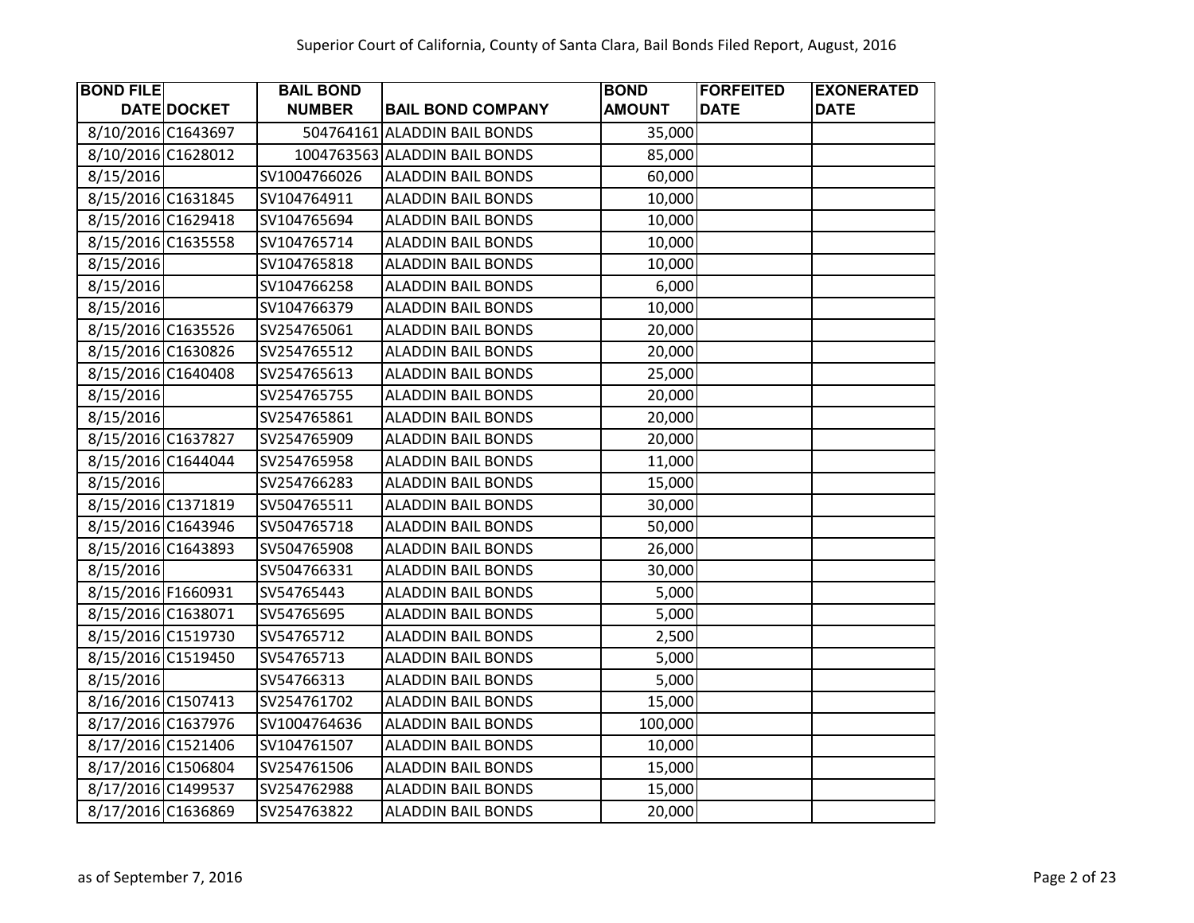Superior Court of California, County of Santa Clara, Bail Bonds Filed Report, August, 2016

| BOND FILE DATE | DOCKET | BAIL BOND NUMBER | BAIL BOND COMPANY | BOND AMOUNT | FORFEITED DATE | EXONERATED DATE |
|---|---|---|---|---|---|---|
| 8/10/2016 | C1643697 | 504764161 | ALADDIN BAIL BONDS | 35,000 | | |
| 8/10/2016 | C1628012 | 1004763563 | ALADDIN BAIL BONDS | 85,000 | | |
| 8/15/2016 | | SV1004766026 | ALADDIN BAIL BONDS | 60,000 | | |
| 8/15/2016 | C1631845 | SV104764911 | ALADDIN BAIL BONDS | 10,000 | | |
| 8/15/2016 | C1629418 | SV104765694 | ALADDIN BAIL BONDS | 10,000 | | |
| 8/15/2016 | C1635558 | SV104765714 | ALADDIN BAIL BONDS | 10,000 | | |
| 8/15/2016 | | SV104765818 | ALADDIN BAIL BONDS | 10,000 | | |
| 8/15/2016 | | SV104766258 | ALADDIN BAIL BONDS | 6,000 | | |
| 8/15/2016 | | SV104766379 | ALADDIN BAIL BONDS | 10,000 | | |
| 8/15/2016 | C1635526 | SV254765061 | ALADDIN BAIL BONDS | 20,000 | | |
| 8/15/2016 | C1630826 | SV254765512 | ALADDIN BAIL BONDS | 20,000 | | |
| 8/15/2016 | C1640408 | SV254765613 | ALADDIN BAIL BONDS | 25,000 | | |
| 8/15/2016 | | SV254765755 | ALADDIN BAIL BONDS | 20,000 | | |
| 8/15/2016 | | SV254765861 | ALADDIN BAIL BONDS | 20,000 | | |
| 8/15/2016 | C1637827 | SV254765909 | ALADDIN BAIL BONDS | 20,000 | | |
| 8/15/2016 | C1644044 | SV254765958 | ALADDIN BAIL BONDS | 11,000 | | |
| 8/15/2016 | | SV254766283 | ALADDIN BAIL BONDS | 15,000 | | |
| 8/15/2016 | C1371819 | SV504765511 | ALADDIN BAIL BONDS | 30,000 | | |
| 8/15/2016 | C1643946 | SV504765718 | ALADDIN BAIL BONDS | 50,000 | | |
| 8/15/2016 | C1643893 | SV504765908 | ALADDIN BAIL BONDS | 26,000 | | |
| 8/15/2016 | | SV504766331 | ALADDIN BAIL BONDS | 30,000 | | |
| 8/15/2016 | F1660931 | SV54765443 | ALADDIN BAIL BONDS | 5,000 | | |
| 8/15/2016 | C1638071 | SV54765695 | ALADDIN BAIL BONDS | 5,000 | | |
| 8/15/2016 | C1519730 | SV54765712 | ALADDIN BAIL BONDS | 2,500 | | |
| 8/15/2016 | C1519450 | SV54765713 | ALADDIN BAIL BONDS | 5,000 | | |
| 8/15/2016 | | SV54766313 | ALADDIN BAIL BONDS | 5,000 | | |
| 8/16/2016 | C1507413 | SV254761702 | ALADDIN BAIL BONDS | 15,000 | | |
| 8/17/2016 | C1637976 | SV1004764636 | ALADDIN BAIL BONDS | 100,000 | | |
| 8/17/2016 | C1521406 | SV104761507 | ALADDIN BAIL BONDS | 10,000 | | |
| 8/17/2016 | C1506804 | SV254761506 | ALADDIN BAIL BONDS | 15,000 | | |
| 8/17/2016 | C1499537 | SV254762988 | ALADDIN BAIL BONDS | 15,000 | | |
| 8/17/2016 | C1636869 | SV254763822 | ALADDIN BAIL BONDS | 20,000 | | |

as of September 7, 2016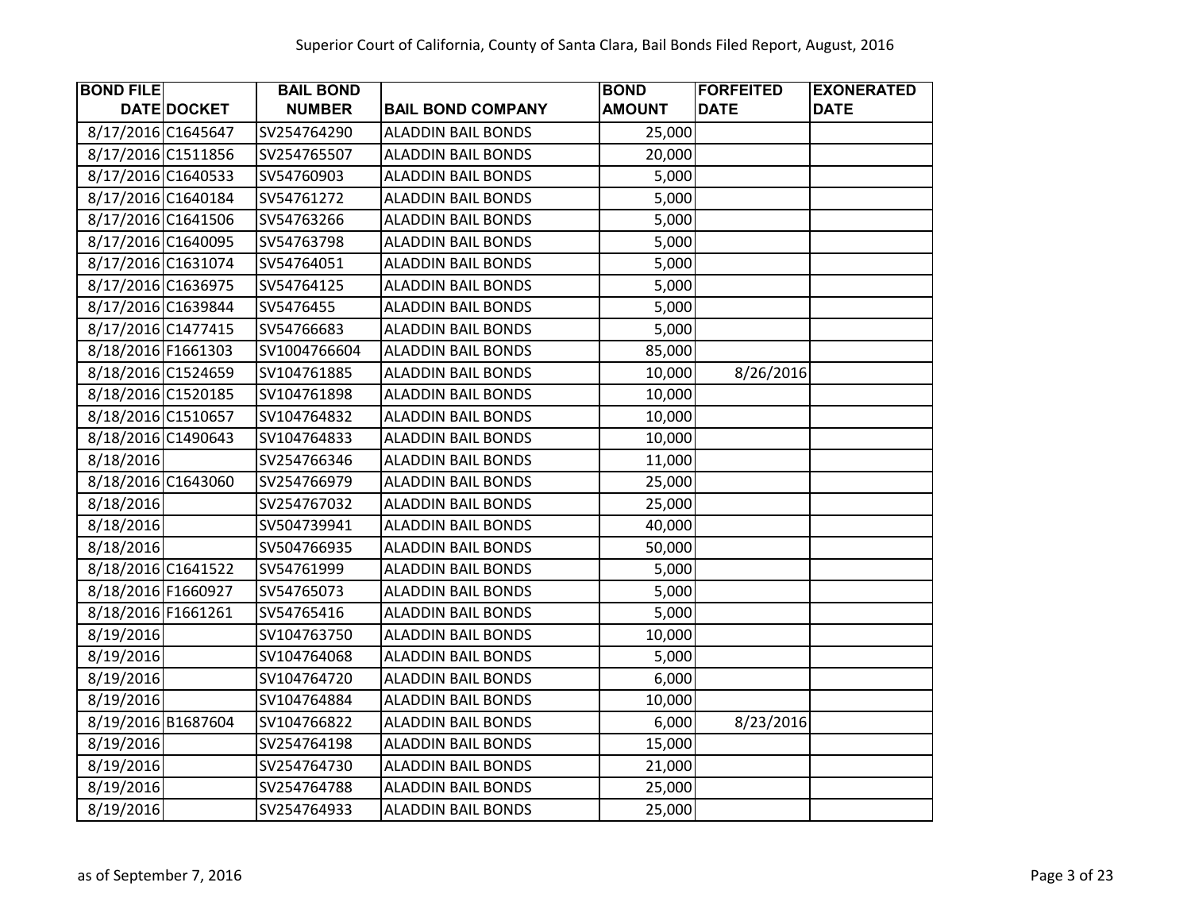| BOND FILE DATE | DOCKET | BAIL BOND NUMBER | BAIL BOND COMPANY | BOND AMOUNT | FORFEITED DATE | EXONERATED DATE |
|---|---|---|---|---|---|---|
| 8/17/2016 | C1645647 | SV254764290 | ALADDIN BAIL BONDS | 25,000 | | |
| 8/17/2016 | C1511856 | SV254765507 | ALADDIN BAIL BONDS | 20,000 | | |
| 8/17/2016 | C1640533 | SV54760903 | ALADDIN BAIL BONDS | 5,000 | | |
| 8/17/2016 | C1640184 | SV54761272 | ALADDIN BAIL BONDS | 5,000 | | |
| 8/17/2016 | C1641506 | SV54763266 | ALADDIN BAIL BONDS | 5,000 | | |
| 8/17/2016 | C1640095 | SV54763798 | ALADDIN BAIL BONDS | 5,000 | | |
| 8/17/2016 | C1631074 | SV54764051 | ALADDIN BAIL BONDS | 5,000 | | |
| 8/17/2016 | C1636975 | SV54764125 | ALADDIN BAIL BONDS | 5,000 | | |
| 8/17/2016 | C1639844 | SV5476455 | ALADDIN BAIL BONDS | 5,000 | | |
| 8/17/2016 | C1477415 | SV54766683 | ALADDIN BAIL BONDS | 5,000 | | |
| 8/18/2016 | F1661303 | SV1004766604 | ALADDIN BAIL BONDS | 85,000 | | |
| 8/18/2016 | C1524659 | SV104761885 | ALADDIN BAIL BONDS | 10,000 | 8/26/2016 | |
| 8/18/2016 | C1520185 | SV104761898 | ALADDIN BAIL BONDS | 10,000 | | |
| 8/18/2016 | C1510657 | SV104764832 | ALADDIN BAIL BONDS | 10,000 | | |
| 8/18/2016 | C1490643 | SV104764833 | ALADDIN BAIL BONDS | 10,000 | | |
| 8/18/2016 | | SV254766346 | ALADDIN BAIL BONDS | 11,000 | | |
| 8/18/2016 | C1643060 | SV254766979 | ALADDIN BAIL BONDS | 25,000 | | |
| 8/18/2016 | | SV254767032 | ALADDIN BAIL BONDS | 25,000 | | |
| 8/18/2016 | | SV504739941 | ALADDIN BAIL BONDS | 40,000 | | |
| 8/18/2016 | | SV504766935 | ALADDIN BAIL BONDS | 50,000 | | |
| 8/18/2016 | C1641522 | SV54761999 | ALADDIN BAIL BONDS | 5,000 | | |
| 8/18/2016 | F1660927 | SV54765073 | ALADDIN BAIL BONDS | 5,000 | | |
| 8/18/2016 | F1661261 | SV54765416 | ALADDIN BAIL BONDS | 5,000 | | |
| 8/19/2016 | | SV104763750 | ALADDIN BAIL BONDS | 10,000 | | |
| 8/19/2016 | | SV104764068 | ALADDIN BAIL BONDS | 5,000 | | |
| 8/19/2016 | | SV104764720 | ALADDIN BAIL BONDS | 6,000 | | |
| 8/19/2016 | | SV104764884 | ALADDIN BAIL BONDS | 10,000 | | |
| 8/19/2016 | B1687604 | SV104766822 | ALADDIN BAIL BONDS | 6,000 | 8/23/2016 | |
| 8/19/2016 | | SV254764198 | ALADDIN BAIL BONDS | 15,000 | | |
| 8/19/2016 | | SV254764730 | ALADDIN BAIL BONDS | 21,000 | | |
| 8/19/2016 | | SV254764788 | ALADDIN BAIL BONDS | 25,000 | | |
| 8/19/2016 | | SV254764933 | ALADDIN BAIL BONDS | 25,000 | | |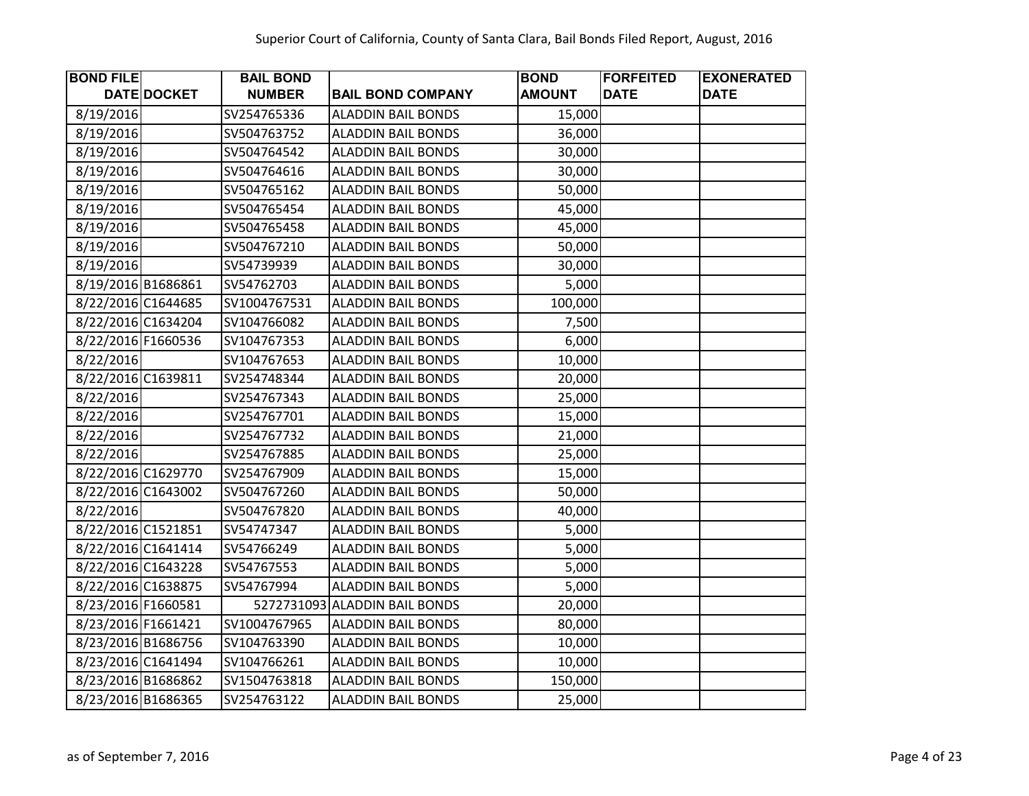Superior Court of California, County of Santa Clara, Bail Bonds Filed Report, August, 2016

| BOND FILE DATE | DOCKET | BAIL BOND NUMBER | BAIL BOND COMPANY | BOND AMOUNT | FORFEITED DATE | EXONERATED DATE |
|---|---|---|---|---|---|---|
| 8/19/2016 | | SV254765336 | ALADDIN BAIL BONDS | 15,000 | | |
| 8/19/2016 | | SV504763752 | ALADDIN BAIL BONDS | 36,000 | | |
| 8/19/2016 | | SV504764542 | ALADDIN BAIL BONDS | 30,000 | | |
| 8/19/2016 | | SV504764616 | ALADDIN BAIL BONDS | 30,000 | | |
| 8/19/2016 | | SV504765162 | ALADDIN BAIL BONDS | 50,000 | | |
| 8/19/2016 | | SV504765454 | ALADDIN BAIL BONDS | 45,000 | | |
| 8/19/2016 | | SV504765458 | ALADDIN BAIL BONDS | 45,000 | | |
| 8/19/2016 | | SV504767210 | ALADDIN BAIL BONDS | 50,000 | | |
| 8/19/2016 | | SV54739939 | ALADDIN BAIL BONDS | 30,000 | | |
| 8/19/2016 | B1686861 | SV54762703 | ALADDIN BAIL BONDS | 5,000 | | |
| 8/22/2016 | C1644685 | SV1004767531 | ALADDIN BAIL BONDS | 100,000 | | |
| 8/22/2016 | C1634204 | SV104766082 | ALADDIN BAIL BONDS | 7,500 | | |
| 8/22/2016 | F1660536 | SV104767353 | ALADDIN BAIL BONDS | 6,000 | | |
| 8/22/2016 | | SV104767653 | ALADDIN BAIL BONDS | 10,000 | | |
| 8/22/2016 | C1639811 | SV254748344 | ALADDIN BAIL BONDS | 20,000 | | |
| 8/22/2016 | | SV254767343 | ALADDIN BAIL BONDS | 25,000 | | |
| 8/22/2016 | | SV254767701 | ALADDIN BAIL BONDS | 15,000 | | |
| 8/22/2016 | | SV254767732 | ALADDIN BAIL BONDS | 21,000 | | |
| 8/22/2016 | | SV254767885 | ALADDIN BAIL BONDS | 25,000 | | |
| 8/22/2016 | C1629770 | SV254767909 | ALADDIN BAIL BONDS | 15,000 | | |
| 8/22/2016 | C1643002 | SV504767260 | ALADDIN BAIL BONDS | 50,000 | | |
| 8/22/2016 | | SV504767820 | ALADDIN BAIL BONDS | 40,000 | | |
| 8/22/2016 | C1521851 | SV54747347 | ALADDIN BAIL BONDS | 5,000 | | |
| 8/22/2016 | C1641414 | SV54766249 | ALADDIN BAIL BONDS | 5,000 | | |
| 8/22/2016 | C1643228 | SV54767553 | ALADDIN BAIL BONDS | 5,000 | | |
| 8/22/2016 | C1638875 | SV54767994 | ALADDIN BAIL BONDS | 5,000 | | |
| 8/23/2016 | F1660581 | 5272731093 | ALADDIN BAIL BONDS | 20,000 | | |
| 8/23/2016 | F1661421 | SV1004767965 | ALADDIN BAIL BONDS | 80,000 | | |
| 8/23/2016 | B1686756 | SV104763390 | ALADDIN BAIL BONDS | 10,000 | | |
| 8/23/2016 | C1641494 | SV104766261 | ALADDIN BAIL BONDS | 10,000 | | |
| 8/23/2016 | B1686862 | SV1504763818 | ALADDIN BAIL BONDS | 150,000 | | |
| 8/23/2016 | B1686365 | SV254763122 | ALADDIN BAIL BONDS | 25,000 | | |

as of September 7, 2016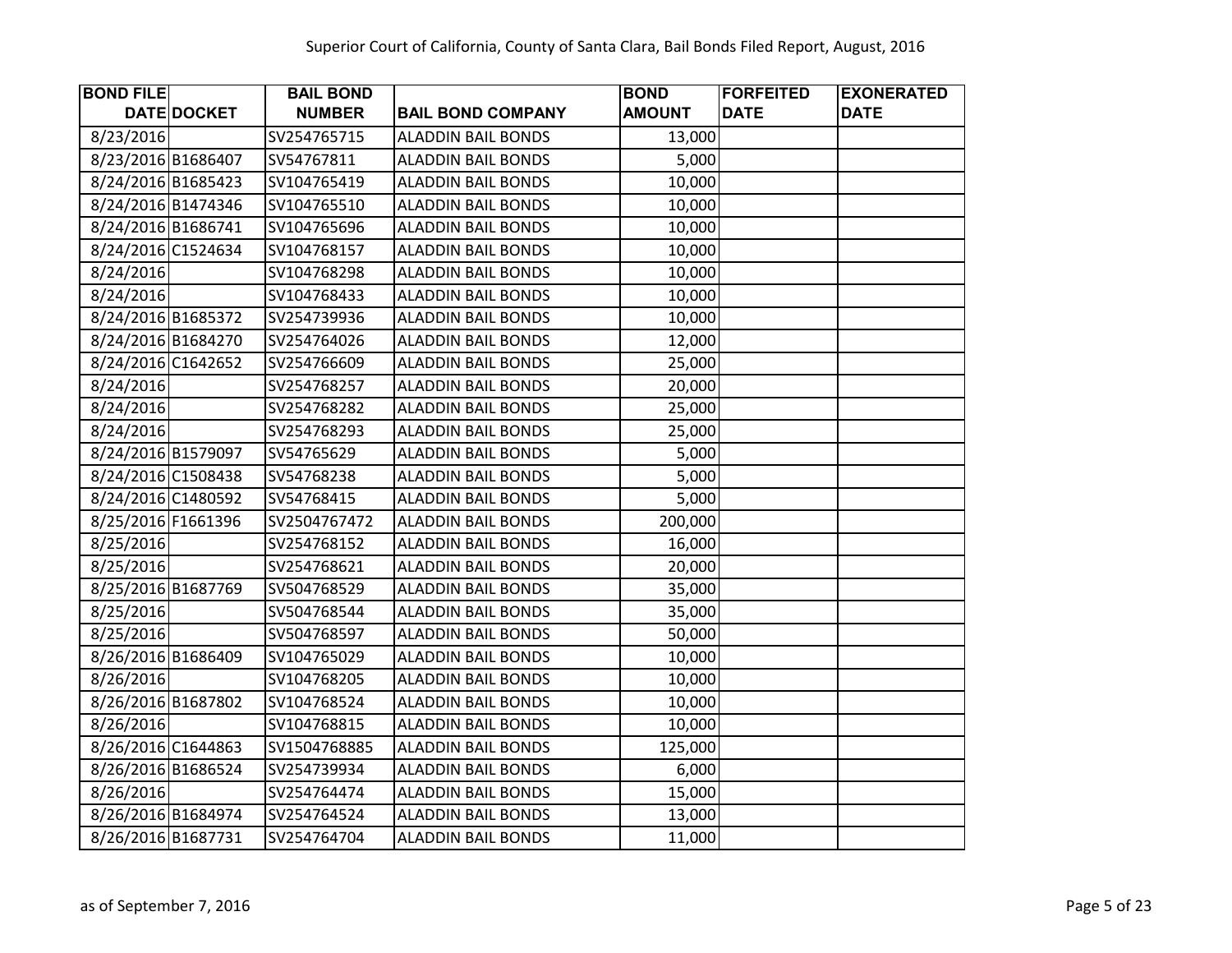Superior Court of California, County of Santa Clara, Bail Bonds Filed Report, August, 2016

| BOND FILE DATE | DOCKET | BAIL BOND NUMBER | BAIL BOND COMPANY | BOND AMOUNT | FORFEITED DATE | EXONERATED DATE |
|---|---|---|---|---|---|---|
| 8/23/2016 | | SV254765715 | ALADDIN BAIL BONDS | 13,000 | | |
| 8/23/2016 | B1686407 | SV54767811 | ALADDIN BAIL BONDS | 5,000 | | |
| 8/24/2016 | B1685423 | SV104765419 | ALADDIN BAIL BONDS | 10,000 | | |
| 8/24/2016 | B1474346 | SV104765510 | ALADDIN BAIL BONDS | 10,000 | | |
| 8/24/2016 | B1686741 | SV104765696 | ALADDIN BAIL BONDS | 10,000 | | |
| 8/24/2016 | C1524634 | SV104768157 | ALADDIN BAIL BONDS | 10,000 | | |
| 8/24/2016 | | SV104768298 | ALADDIN BAIL BONDS | 10,000 | | |
| 8/24/2016 | | SV104768433 | ALADDIN BAIL BONDS | 10,000 | | |
| 8/24/2016 | B1685372 | SV254739936 | ALADDIN BAIL BONDS | 10,000 | | |
| 8/24/2016 | B1684270 | SV254764026 | ALADDIN BAIL BONDS | 12,000 | | |
| 8/24/2016 | C1642652 | SV254766609 | ALADDIN BAIL BONDS | 25,000 | | |
| 8/24/2016 | | SV254768257 | ALADDIN BAIL BONDS | 20,000 | | |
| 8/24/2016 | | SV254768282 | ALADDIN BAIL BONDS | 25,000 | | |
| 8/24/2016 | | SV254768293 | ALADDIN BAIL BONDS | 25,000 | | |
| 8/24/2016 | B1579097 | SV54765629 | ALADDIN BAIL BONDS | 5,000 | | |
| 8/24/2016 | C1508438 | SV54768238 | ALADDIN BAIL BONDS | 5,000 | | |
| 8/24/2016 | C1480592 | SV54768415 | ALADDIN BAIL BONDS | 5,000 | | |
| 8/25/2016 | F1661396 | SV2504767472 | ALADDIN BAIL BONDS | 200,000 | | |
| 8/25/2016 | | SV254768152 | ALADDIN BAIL BONDS | 16,000 | | |
| 8/25/2016 | | SV254768621 | ALADDIN BAIL BONDS | 20,000 | | |
| 8/25/2016 | B1687769 | SV504768529 | ALADDIN BAIL BONDS | 35,000 | | |
| 8/25/2016 | | SV504768544 | ALADDIN BAIL BONDS | 35,000 | | |
| 8/25/2016 | | SV504768597 | ALADDIN BAIL BONDS | 50,000 | | |
| 8/26/2016 | B1686409 | SV104765029 | ALADDIN BAIL BONDS | 10,000 | | |
| 8/26/2016 | | SV104768205 | ALADDIN BAIL BONDS | 10,000 | | |
| 8/26/2016 | B1687802 | SV104768524 | ALADDIN BAIL BONDS | 10,000 | | |
| 8/26/2016 | | SV104768815 | ALADDIN BAIL BONDS | 10,000 | | |
| 8/26/2016 | C1644863 | SV1504768885 | ALADDIN BAIL BONDS | 125,000 | | |
| 8/26/2016 | B1686524 | SV254739934 | ALADDIN BAIL BONDS | 6,000 | | |
| 8/26/2016 | | SV254764474 | ALADDIN BAIL BONDS | 15,000 | | |
| 8/26/2016 | B1684974 | SV254764524 | ALADDIN BAIL BONDS | 13,000 | | |
| 8/26/2016 | B1687731 | SV254764704 | ALADDIN BAIL BONDS | 11,000 | | |

as of September 7, 2016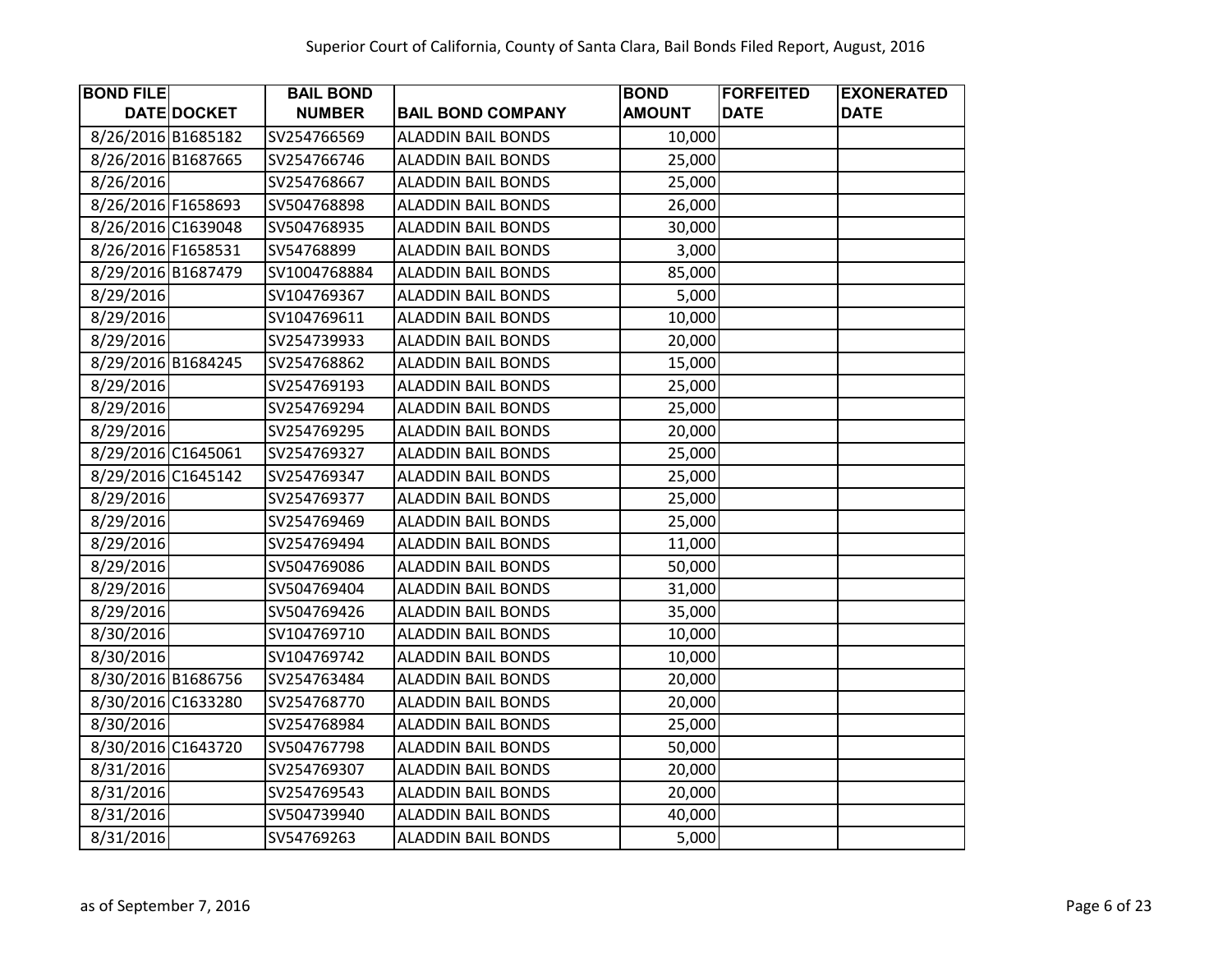# Superior Court of California, County of Santa Clara, Bail Bonds Filed Report, August, 2016

| BOND FILE DATE | DOCKET | BAIL BOND NUMBER | BAIL BOND COMPANY | BOND AMOUNT | FORFEITED DATE | EXONERATED DATE |
|---|---|---|---|---|---|---|
| 8/26/2016 | B1685182 | SV254766569 | ALADDIN BAIL BONDS | 10,000 | | |
| 8/26/2016 | B1687665 | SV254766746 | ALADDIN BAIL BONDS | 25,000 | | |
| 8/26/2016 | | SV254768667 | ALADDIN BAIL BONDS | 25,000 | | |
| 8/26/2016 | F1658693 | SV504768898 | ALADDIN BAIL BONDS | 26,000 | | |
| 8/26/2016 | C1639048 | SV504768935 | ALADDIN BAIL BONDS | 30,000 | | |
| 8/26/2016 | F1658531 | SV54768899 | ALADDIN BAIL BONDS | 3,000 | | |
| 8/29/2016 | B1687479 | SV1004768884 | ALADDIN BAIL BONDS | 85,000 | | |
| 8/29/2016 | | SV104769367 | ALADDIN BAIL BONDS | 5,000 | | |
| 8/29/2016 | | SV104769611 | ALADDIN BAIL BONDS | 10,000 | | |
| 8/29/2016 | | SV254739933 | ALADDIN BAIL BONDS | 20,000 | | |
| 8/29/2016 | B1684245 | SV254768862 | ALADDIN BAIL BONDS | 15,000 | | |
| 8/29/2016 | | SV254769193 | ALADDIN BAIL BONDS | 25,000 | | |
| 8/29/2016 | | SV254769294 | ALADDIN BAIL BONDS | 25,000 | | |
| 8/29/2016 | | SV254769295 | ALADDIN BAIL BONDS | 20,000 | | |
| 8/29/2016 | C1645061 | SV254769327 | ALADDIN BAIL BONDS | 25,000 | | |
| 8/29/2016 | C1645142 | SV254769347 | ALADDIN BAIL BONDS | 25,000 | | |
| 8/29/2016 | | SV254769377 | ALADDIN BAIL BONDS | 25,000 | | |
| 8/29/2016 | | SV254769469 | ALADDIN BAIL BONDS | 25,000 | | |
| 8/29/2016 | | SV254769494 | ALADDIN BAIL BONDS | 11,000 | | |
| 8/29/2016 | | SV504769086 | ALADDIN BAIL BONDS | 50,000 | | |
| 8/29/2016 | | SV504769404 | ALADDIN BAIL BONDS | 31,000 | | |
| 8/29/2016 | | SV504769426 | ALADDIN BAIL BONDS | 35,000 | | |
| 8/30/2016 | | SV104769710 | ALADDIN BAIL BONDS | 10,000 | | |
| 8/30/2016 | | SV104769742 | ALADDIN BAIL BONDS | 10,000 | | |
| 8/30/2016 | B1686756 | SV254763484 | ALADDIN BAIL BONDS | 20,000 | | |
| 8/30/2016 | C1633280 | SV254768770 | ALADDIN BAIL BONDS | 20,000 | | |
| 8/30/2016 | | SV254768984 | ALADDIN BAIL BONDS | 25,000 | | |
| 8/30/2016 | C1643720 | SV504767798 | ALADDIN BAIL BONDS | 50,000 | | |
| 8/31/2016 | | SV254769307 | ALADDIN BAIL BONDS | 20,000 | | |
| 8/31/2016 | | SV254769543 | ALADDIN BAIL BONDS | 20,000 | | |
| 8/31/2016 | | SV504739940 | ALADDIN BAIL BONDS | 40,000 | | |
| 8/31/2016 | | SV54769263 | ALADDIN BAIL BONDS | 5,000 | | |

as of September 7, 2016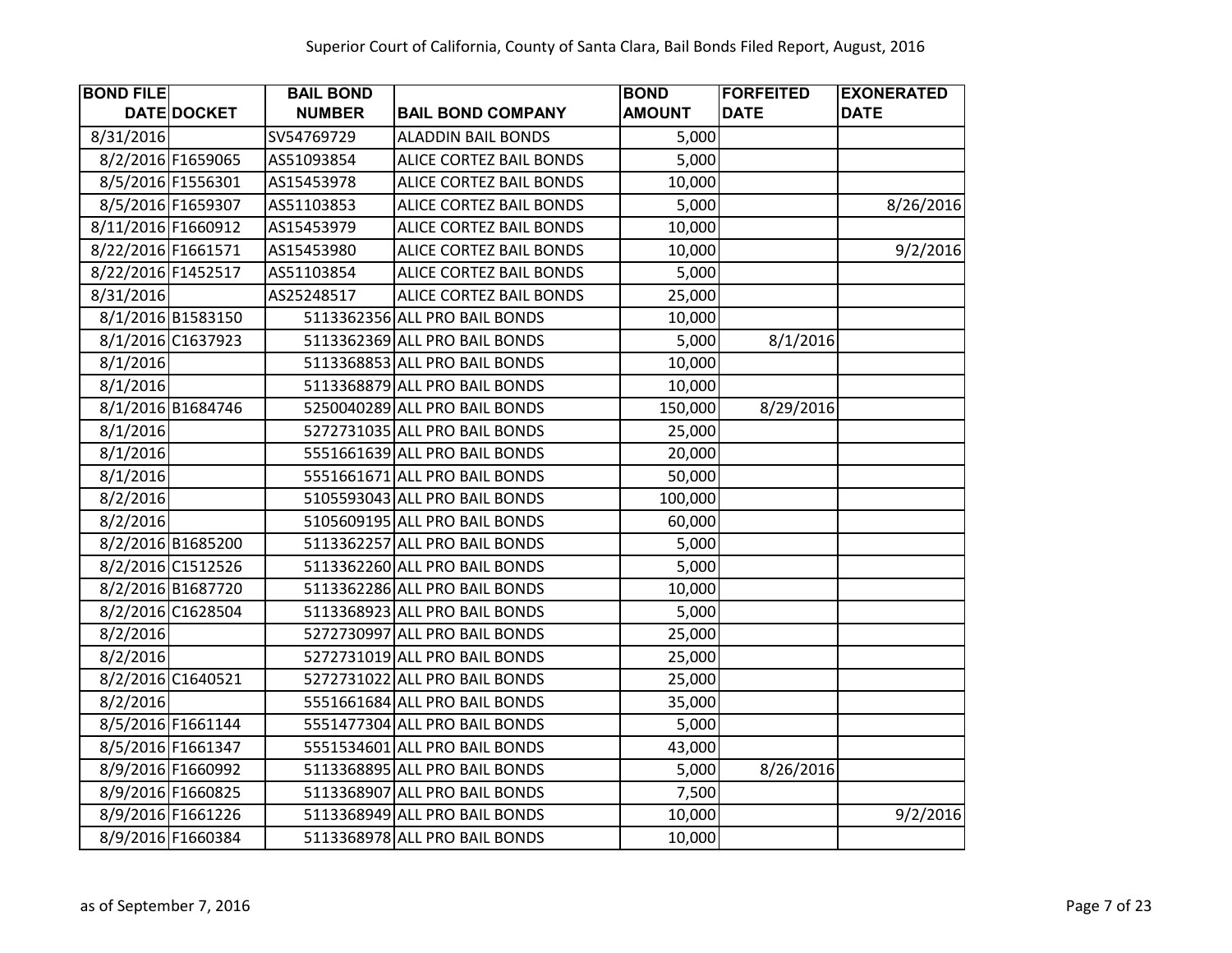Superior Court of California, County of Santa Clara, Bail Bonds Filed Report, August, 2016

| BOND FILE DATE | DOCKET | BAIL BOND NUMBER | BAIL BOND COMPANY | BOND AMOUNT | FORFEITED DATE | EXONERATED DATE |
|---|---|---|---|---|---|---|
| 8/31/2016 | | SV54769729 | ALADDIN BAIL BONDS | 5,000 | | |
| 8/2/2016 | F1659065 | AS51093854 | ALICE CORTEZ BAIL BONDS | 5,000 | | |
| 8/5/2016 | F1556301 | AS15453978 | ALICE CORTEZ BAIL BONDS | 10,000 | | |
| 8/5/2016 | F1659307 | AS51103853 | ALICE CORTEZ BAIL BONDS | 5,000 | | 8/26/2016 |
| 8/11/2016 | F1660912 | AS15453979 | ALICE CORTEZ BAIL BONDS | 10,000 | | |
| 8/22/2016 | F1661571 | AS15453980 | ALICE CORTEZ BAIL BONDS | 10,000 | | 9/2/2016 |
| 8/22/2016 | F1452517 | AS51103854 | ALICE CORTEZ BAIL BONDS | 5,000 | | |
| 8/31/2016 | | AS25248517 | ALICE CORTEZ BAIL BONDS | 25,000 | | |
| 8/1/2016 | B1583150 | 5113362356 | ALL PRO BAIL BONDS | 10,000 | | |
| 8/1/2016 | C1637923 | 5113362369 | ALL PRO BAIL BONDS | 5,000 | 8/1/2016 | |
| 8/1/2016 | | 5113368853 | ALL PRO BAIL BONDS | 10,000 | | |
| 8/1/2016 | | 5113368879 | ALL PRO BAIL BONDS | 10,000 | | |
| 8/1/2016 | B1684746 | 5250040289 | ALL PRO BAIL BONDS | 150,000 | 8/29/2016 | |
| 8/1/2016 | | 5272731035 | ALL PRO BAIL BONDS | 25,000 | | |
| 8/1/2016 | | 5551661639 | ALL PRO BAIL BONDS | 20,000 | | |
| 8/1/2016 | | 5551661671 | ALL PRO BAIL BONDS | 50,000 | | |
| 8/2/2016 | | 5105593043 | ALL PRO BAIL BONDS | 100,000 | | |
| 8/2/2016 | | 5105609195 | ALL PRO BAIL BONDS | 60,000 | | |
| 8/2/2016 | B1685200 | 5113362257 | ALL PRO BAIL BONDS | 5,000 | | |
| 8/2/2016 | C1512526 | 5113362260 | ALL PRO BAIL BONDS | 5,000 | | |
| 8/2/2016 | B1687720 | 5113362286 | ALL PRO BAIL BONDS | 10,000 | | |
| 8/2/2016 | C1628504 | 5113368923 | ALL PRO BAIL BONDS | 5,000 | | |
| 8/2/2016 | | 5272730997 | ALL PRO BAIL BONDS | 25,000 | | |
| 8/2/2016 | | 5272731019 | ALL PRO BAIL BONDS | 25,000 | | |
| 8/2/2016 | C1640521 | 5272731022 | ALL PRO BAIL BONDS | 25,000 | | |
| 8/2/2016 | | 5551661684 | ALL PRO BAIL BONDS | 35,000 | | |
| 8/5/2016 | F1661144 | 5551477304 | ALL PRO BAIL BONDS | 5,000 | | |
| 8/5/2016 | F1661347 | 5551534601 | ALL PRO BAIL BONDS | 43,000 | | |
| 8/9/2016 | F1660992 | 5113368895 | ALL PRO BAIL BONDS | 5,000 | 8/26/2016 | |
| 8/9/2016 | F1660825 | 5113368907 | ALL PRO BAIL BONDS | 7,500 | | |
| 8/9/2016 | F1661226 | 5113368949 | ALL PRO BAIL BONDS | 10,000 | | 9/2/2016 |
| 8/9/2016 | F1660384 | 5113368978 | ALL PRO BAIL BONDS | 10,000 | | |

as of September 7, 2016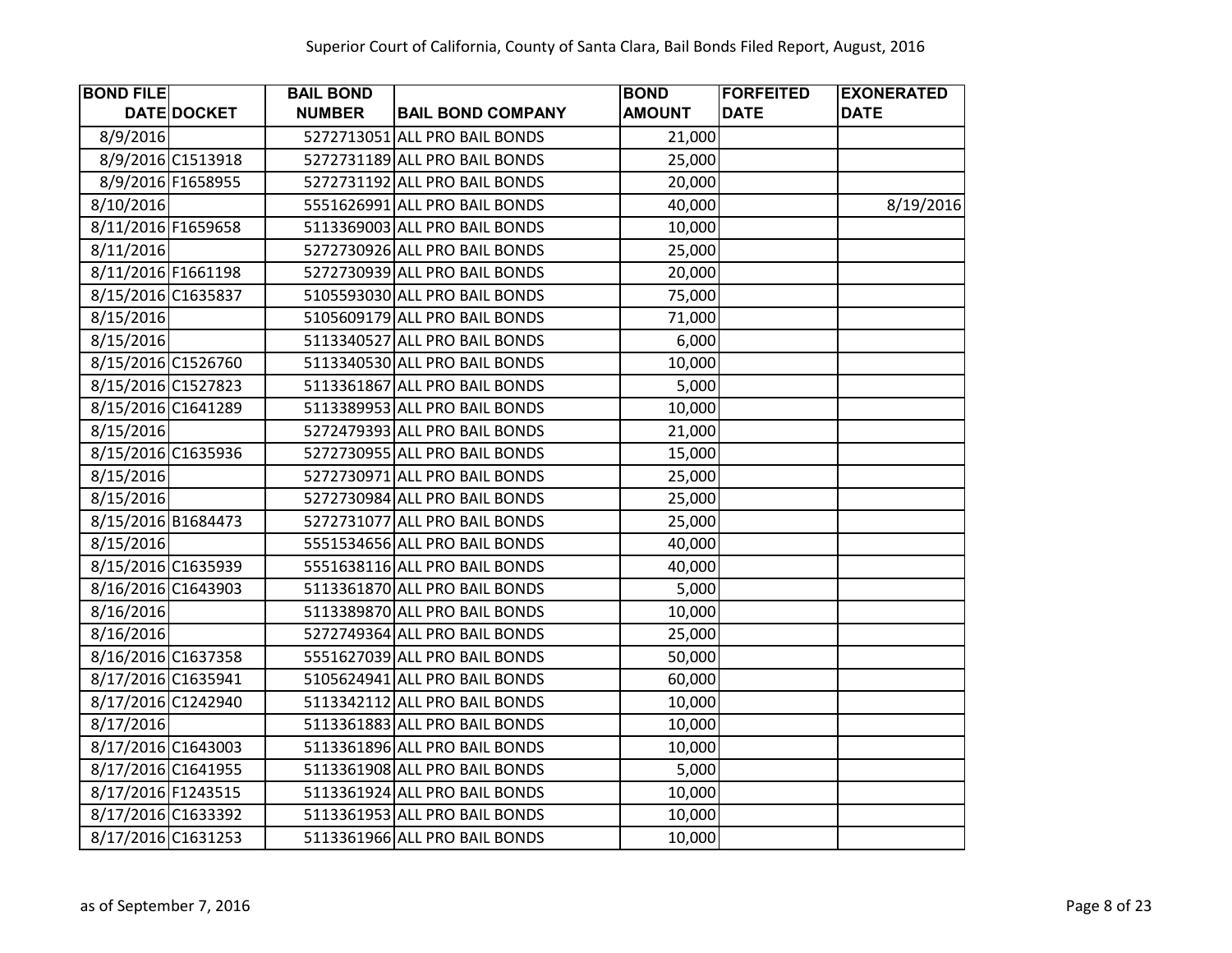Superior Court of California, County of Santa Clara, Bail Bonds Filed Report, August, 2016

| BOND FILE DATE | DOCKET | BAIL BOND NUMBER | BAIL BOND COMPANY | BOND AMOUNT | FORFEITED DATE | EXONERATED DATE |
|---|---|---|---|---|---|---|
| 8/9/2016 | | 5272713051 | ALL PRO BAIL BONDS | 21,000 | | |
| 8/9/2016 | C1513918 | 5272731189 | ALL PRO BAIL BONDS | 25,000 | | |
| 8/9/2016 | F1658955 | 5272731192 | ALL PRO BAIL BONDS | 20,000 | | |
| 8/10/2016 | | 5551626991 | ALL PRO BAIL BONDS | 40,000 | | 8/19/2016 |
| 8/11/2016 | F1659658 | 5113369003 | ALL PRO BAIL BONDS | 10,000 | | |
| 8/11/2016 | | 5272730926 | ALL PRO BAIL BONDS | 25,000 | | |
| 8/11/2016 | F1661198 | 5272730939 | ALL PRO BAIL BONDS | 20,000 | | |
| 8/15/2016 | C1635837 | 5105593030 | ALL PRO BAIL BONDS | 75,000 | | |
| 8/15/2016 | | 5105609179 | ALL PRO BAIL BONDS | 71,000 | | |
| 8/15/2016 | | 5113340527 | ALL PRO BAIL BONDS | 6,000 | | |
| 8/15/2016 | C1526760 | 5113340530 | ALL PRO BAIL BONDS | 10,000 | | |
| 8/15/2016 | C1527823 | 5113361867 | ALL PRO BAIL BONDS | 5,000 | | |
| 8/15/2016 | C1641289 | 5113389953 | ALL PRO BAIL BONDS | 10,000 | | |
| 8/15/2016 | | 5272479393 | ALL PRO BAIL BONDS | 21,000 | | |
| 8/15/2016 | C1635936 | 5272730955 | ALL PRO BAIL BONDS | 15,000 | | |
| 8/15/2016 | | 5272730971 | ALL PRO BAIL BONDS | 25,000 | | |
| 8/15/2016 | | 5272730984 | ALL PRO BAIL BONDS | 25,000 | | |
| 8/15/2016 | B1684473 | 5272731077 | ALL PRO BAIL BONDS | 25,000 | | |
| 8/15/2016 | | 5551534656 | ALL PRO BAIL BONDS | 40,000 | | |
| 8/15/2016 | C1635939 | 5551638116 | ALL PRO BAIL BONDS | 40,000 | | |
| 8/16/2016 | C1643903 | 5113361870 | ALL PRO BAIL BONDS | 5,000 | | |
| 8/16/2016 | | 5113389870 | ALL PRO BAIL BONDS | 10,000 | | |
| 8/16/2016 | | 5272749364 | ALL PRO BAIL BONDS | 25,000 | | |
| 8/16/2016 | C1637358 | 5551627039 | ALL PRO BAIL BONDS | 50,000 | | |
| 8/17/2016 | C1635941 | 5105624941 | ALL PRO BAIL BONDS | 60,000 | | |
| 8/17/2016 | C1242940 | 5113342112 | ALL PRO BAIL BONDS | 10,000 | | |
| 8/17/2016 | | 5113361883 | ALL PRO BAIL BONDS | 10,000 | | |
| 8/17/2016 | C1643003 | 5113361896 | ALL PRO BAIL BONDS | 10,000 | | |
| 8/17/2016 | C1641955 | 5113361908 | ALL PRO BAIL BONDS | 5,000 | | |
| 8/17/2016 | F1243515 | 5113361924 | ALL PRO BAIL BONDS | 10,000 | | |
| 8/17/2016 | C1633392 | 5113361953 | ALL PRO BAIL BONDS | 10,000 | | |
| 8/17/2016 | C1631253 | 5113361966 | ALL PRO BAIL BONDS | 10,000 | | |

as of September 7, 2016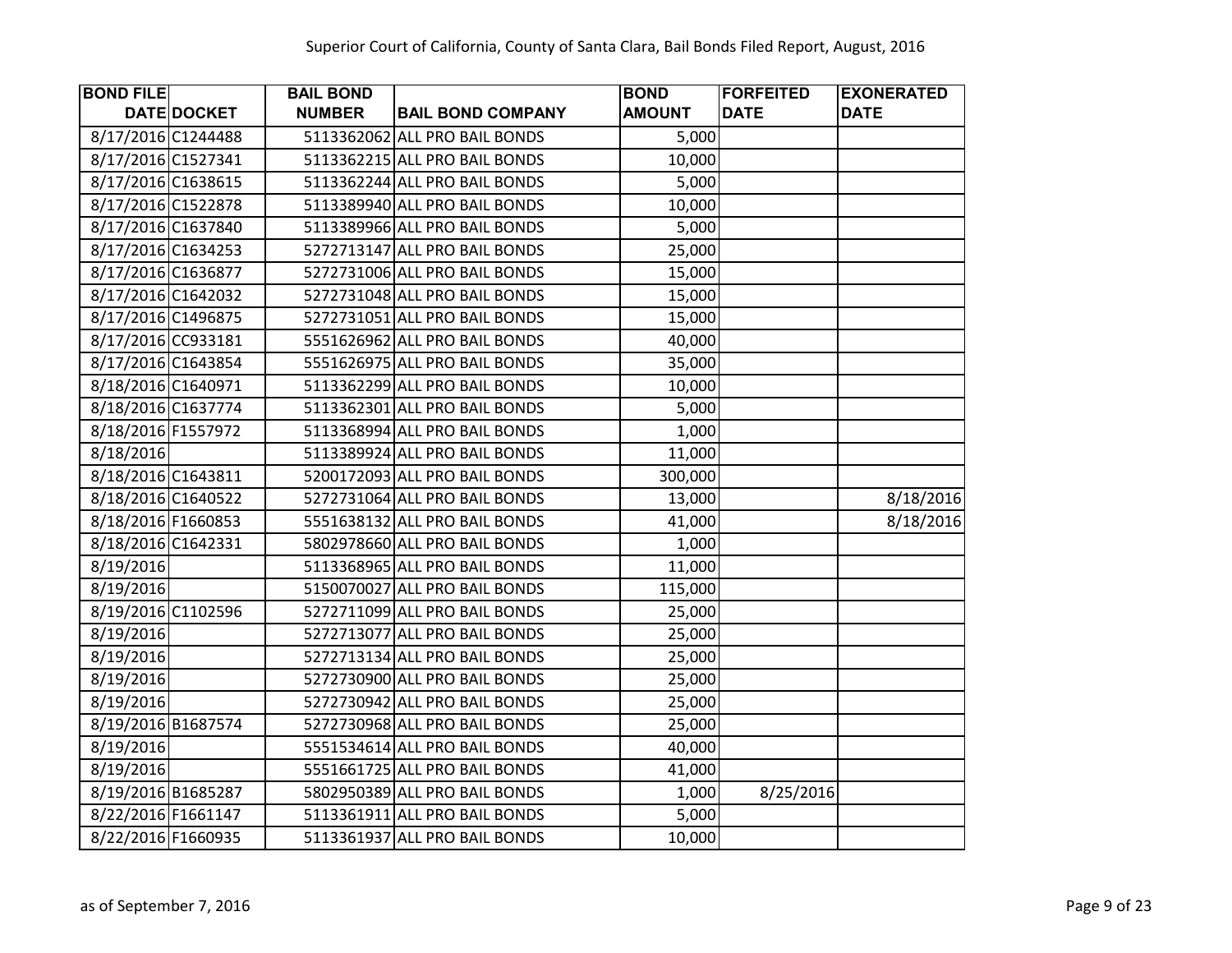| BOND FILE DATE | DOCKET | BAIL BOND NUMBER | BAIL BOND COMPANY | BOND AMOUNT | FORFEITED DATE | EXONERATED DATE |
|---|---|---|---|---|---|---|
| 8/17/2016 | C1244488 | 5113362062 | ALL PRO BAIL BONDS | 5,000 | | |
| 8/17/2016 | C1527341 | 5113362215 | ALL PRO BAIL BONDS | 10,000 | | |
| 8/17/2016 | C1638615 | 5113362244 | ALL PRO BAIL BONDS | 5,000 | | |
| 8/17/2016 | C1522878 | 5113389940 | ALL PRO BAIL BONDS | 10,000 | | |
| 8/17/2016 | C1637840 | 5113389966 | ALL PRO BAIL BONDS | 5,000 | | |
| 8/17/2016 | C1634253 | 5272713147 | ALL PRO BAIL BONDS | 25,000 | | |
| 8/17/2016 | C1636877 | 5272731006 | ALL PRO BAIL BONDS | 15,000 | | |
| 8/17/2016 | C1642032 | 5272731048 | ALL PRO BAIL BONDS | 15,000 | | |
| 8/17/2016 | C1496875 | 5272731051 | ALL PRO BAIL BONDS | 15,000 | | |
| 8/17/2016 | CC933181 | 5551626962 | ALL PRO BAIL BONDS | 40,000 | | |
| 8/17/2016 | C1643854 | 5551626975 | ALL PRO BAIL BONDS | 35,000 | | |
| 8/18/2016 | C1640971 | 5113362299 | ALL PRO BAIL BONDS | 10,000 | | |
| 8/18/2016 | C1637774 | 5113362301 | ALL PRO BAIL BONDS | 5,000 | | |
| 8/18/2016 | F1557972 | 5113368994 | ALL PRO BAIL BONDS | 1,000 | | |
| 8/18/2016 | | 5113389924 | ALL PRO BAIL BONDS | 11,000 | | |
| 8/18/2016 | C1643811 | 5200172093 | ALL PRO BAIL BONDS | 300,000 | | |
| 8/18/2016 | C1640522 | 5272731064 | ALL PRO BAIL BONDS | 13,000 | | 8/18/2016 |
| 8/18/2016 | F1660853 | 5551638132 | ALL PRO BAIL BONDS | 41,000 | | 8/18/2016 |
| 8/18/2016 | C1642331 | 5802978660 | ALL PRO BAIL BONDS | 1,000 | | |
| 8/19/2016 | | 5113368965 | ALL PRO BAIL BONDS | 11,000 | | |
| 8/19/2016 | | 5150070027 | ALL PRO BAIL BONDS | 115,000 | | |
| 8/19/2016 | C1102596 | 5272711099 | ALL PRO BAIL BONDS | 25,000 | | |
| 8/19/2016 | | 5272713077 | ALL PRO BAIL BONDS | 25,000 | | |
| 8/19/2016 | | 5272713134 | ALL PRO BAIL BONDS | 25,000 | | |
| 8/19/2016 | | 5272730900 | ALL PRO BAIL BONDS | 25,000 | | |
| 8/19/2016 | | 5272730942 | ALL PRO BAIL BONDS | 25,000 | | |
| 8/19/2016 | B1687574 | 5272730968 | ALL PRO BAIL BONDS | 25,000 | | |
| 8/19/2016 | | 5551534614 | ALL PRO BAIL BONDS | 40,000 | | |
| 8/19/2016 | | 5551661725 | ALL PRO BAIL BONDS | 41,000 | | |
| 8/19/2016 | B1685287 | 5802950389 | ALL PRO BAIL BONDS | 1,000 | 8/25/2016 | |
| 8/22/2016 | F1661147 | 5113361911 | ALL PRO BAIL BONDS | 5,000 | | |
| 8/22/2016 | F1660935 | 5113361937 | ALL PRO BAIL BONDS | 10,000 | | |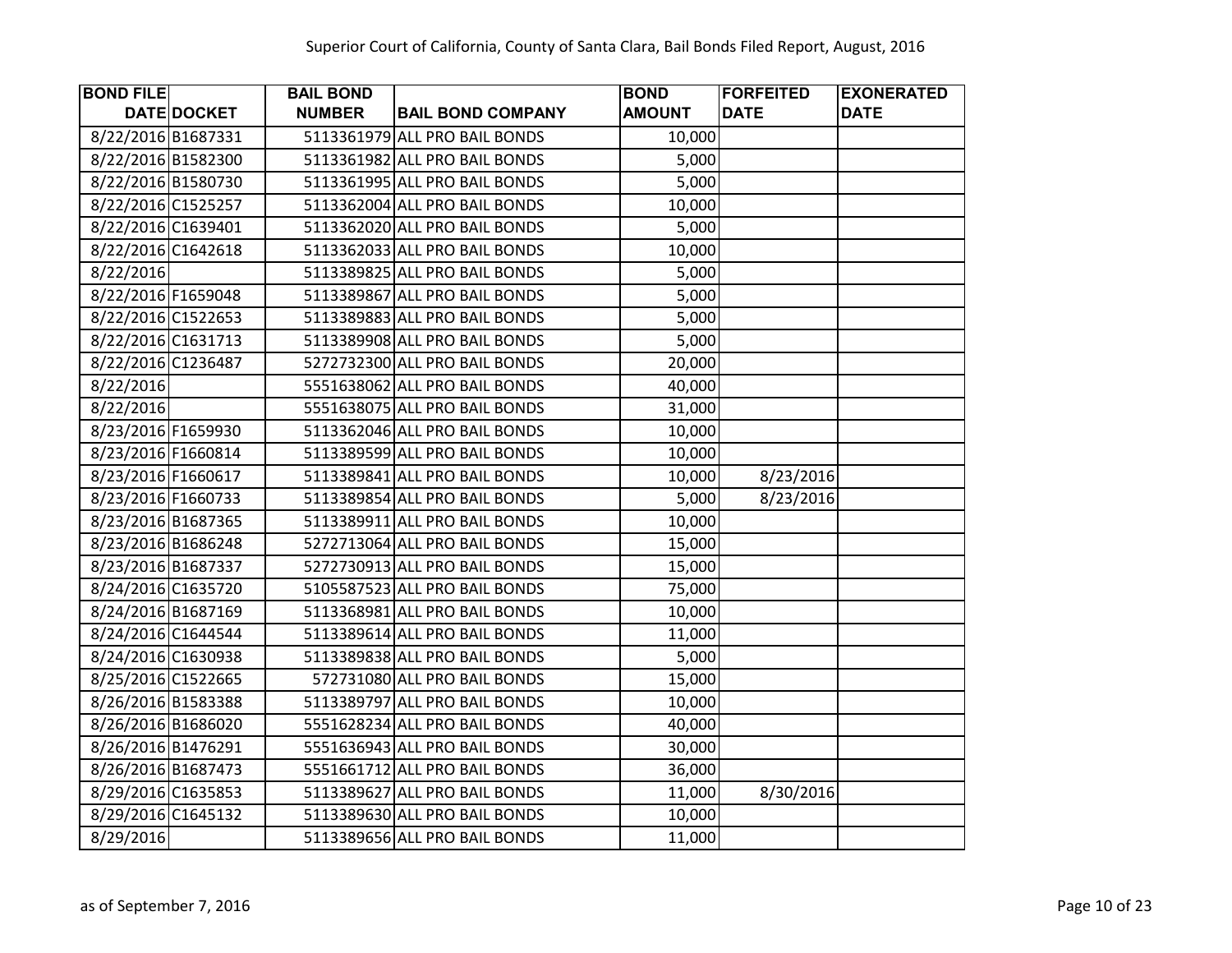Superior Court of California, County of Santa Clara, Bail Bonds Filed Report, August, 2016

| BOND FILE DATE | DOCKET | BAIL BOND NUMBER | BAIL BOND COMPANY | BOND AMOUNT | FORFEITED DATE | EXONERATED DATE |
|---|---|---|---|---|---|---|
| 8/22/2016 | B1687331 | 5113361979 | ALL PRO BAIL BONDS | 10,000 | | |
| 8/22/2016 | B1582300 | 5113361982 | ALL PRO BAIL BONDS | 5,000 | | |
| 8/22/2016 | B1580730 | 5113361995 | ALL PRO BAIL BONDS | 5,000 | | |
| 8/22/2016 | C1525257 | 5113362004 | ALL PRO BAIL BONDS | 10,000 | | |
| 8/22/2016 | C1639401 | 5113362020 | ALL PRO BAIL BONDS | 5,000 | | |
| 8/22/2016 | C1642618 | 5113362033 | ALL PRO BAIL BONDS | 10,000 | | |
| 8/22/2016 | | 5113389825 | ALL PRO BAIL BONDS | 5,000 | | |
| 8/22/2016 | F1659048 | 5113389867 | ALL PRO BAIL BONDS | 5,000 | | |
| 8/22/2016 | C1522653 | 5113389883 | ALL PRO BAIL BONDS | 5,000 | | |
| 8/22/2016 | C1631713 | 5113389908 | ALL PRO BAIL BONDS | 5,000 | | |
| 8/22/2016 | C1236487 | 5272732300 | ALL PRO BAIL BONDS | 20,000 | | |
| 8/22/2016 | | 5551638062 | ALL PRO BAIL BONDS | 40,000 | | |
| 8/22/2016 | | 5551638075 | ALL PRO BAIL BONDS | 31,000 | | |
| 8/23/2016 | F1659930 | 5113362046 | ALL PRO BAIL BONDS | 10,000 | | |
| 8/23/2016 | F1660814 | 5113389599 | ALL PRO BAIL BONDS | 10,000 | | |
| 8/23/2016 | F1660617 | 5113389841 | ALL PRO BAIL BONDS | 10,000 | 8/23/2016 | |
| 8/23/2016 | F1660733 | 5113389854 | ALL PRO BAIL BONDS | 5,000 | 8/23/2016 | |
| 8/23/2016 | B1687365 | 5113389911 | ALL PRO BAIL BONDS | 10,000 | | |
| 8/23/2016 | B1686248 | 5272713064 | ALL PRO BAIL BONDS | 15,000 | | |
| 8/23/2016 | B1687337 | 5272730913 | ALL PRO BAIL BONDS | 15,000 | | |
| 8/24/2016 | C1635720 | 5105587523 | ALL PRO BAIL BONDS | 75,000 | | |
| 8/24/2016 | B1687169 | 5113368981 | ALL PRO BAIL BONDS | 10,000 | | |
| 8/24/2016 | C1644544 | 5113389614 | ALL PRO BAIL BONDS | 11,000 | | |
| 8/24/2016 | C1630938 | 5113389838 | ALL PRO BAIL BONDS | 5,000 | | |
| 8/25/2016 | C1522665 | 572731080 | ALL PRO BAIL BONDS | 15,000 | | |
| 8/26/2016 | B1583388 | 5113389797 | ALL PRO BAIL BONDS | 10,000 | | |
| 8/26/2016 | B1686020 | 5551628234 | ALL PRO BAIL BONDS | 40,000 | | |
| 8/26/2016 | B1476291 | 5551636943 | ALL PRO BAIL BONDS | 30,000 | | |
| 8/26/2016 | B1687473 | 5551661712 | ALL PRO BAIL BONDS | 36,000 | | |
| 8/29/2016 | C1635853 | 5113389627 | ALL PRO BAIL BONDS | 11,000 | 8/30/2016 | |
| 8/29/2016 | C1645132 | 5113389630 | ALL PRO BAIL BONDS | 10,000 | | |
| 8/29/2016 | | 5113389656 | ALL PRO BAIL BONDS | 11,000 | | |

as of September 7, 2016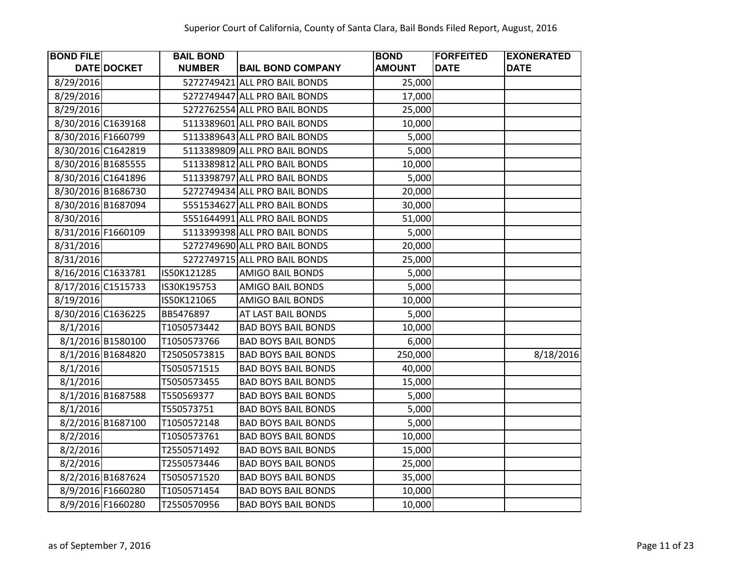Superior Court of California, County of Santa Clara, Bail Bonds Filed Report, August, 2016

| BOND FILE DATE | DOCKET | BAIL BOND NUMBER | BAIL BOND COMPANY | BOND AMOUNT | FORFEITED DATE | EXONERATED DATE |
|---|---|---|---|---|---|---|
| 8/29/2016 | | 5272749421 | ALL PRO BAIL BONDS | 25,000 | | |
| 8/29/2016 | | 5272749447 | ALL PRO BAIL BONDS | 17,000 | | |
| 8/29/2016 | | 5272762554 | ALL PRO BAIL BONDS | 25,000 | | |
| 8/30/2016 | C1639168 | 5113389601 | ALL PRO BAIL BONDS | 10,000 | | |
| 8/30/2016 | F1660799 | 5113389643 | ALL PRO BAIL BONDS | 5,000 | | |
| 8/30/2016 | C1642819 | 5113389809 | ALL PRO BAIL BONDS | 5,000 | | |
| 8/30/2016 | B1685555 | 5113389812 | ALL PRO BAIL BONDS | 10,000 | | |
| 8/30/2016 | C1641896 | 5113398797 | ALL PRO BAIL BONDS | 5,000 | | |
| 8/30/2016 | B1686730 | 5272749434 | ALL PRO BAIL BONDS | 20,000 | | |
| 8/30/2016 | B1687094 | 5551534627 | ALL PRO BAIL BONDS | 30,000 | | |
| 8/30/2016 | | 5551644991 | ALL PRO BAIL BONDS | 51,000 | | |
| 8/31/2016 | F1660109 | 5113399398 | ALL PRO BAIL BONDS | 5,000 | | |
| 8/31/2016 | | 5272749690 | ALL PRO BAIL BONDS | 20,000 | | |
| 8/31/2016 | | 5272749715 | ALL PRO BAIL BONDS | 25,000 | | |
| 8/16/2016 | C1633781 | IS50K121285 | AMIGO BAIL BONDS | 5,000 | | |
| 8/17/2016 | C1515733 | IS30K195753 | AMIGO BAIL BONDS | 5,000 | | |
| 8/19/2016 | | IS50K121065 | AMIGO BAIL BONDS | 10,000 | | |
| 8/30/2016 | C1636225 | BB5476897 | AT LAST BAIL BONDS | 5,000 | | |
| 8/1/2016 | | T1050573442 | BAD BOYS BAIL BONDS | 10,000 | | |
| 8/1/2016 | B1580100 | T1050573766 | BAD BOYS BAIL BONDS | 6,000 | | |
| 8/1/2016 | B1684820 | T25050573815 | BAD BOYS BAIL BONDS | 250,000 | | 8/18/2016 |
| 8/1/2016 | | T5050571515 | BAD BOYS BAIL BONDS | 40,000 | | |
| 8/1/2016 | | T5050573455 | BAD BOYS BAIL BONDS | 15,000 | | |
| 8/1/2016 | B1687588 | T550569377 | BAD BOYS BAIL BONDS | 5,000 | | |
| 8/1/2016 | | T550573751 | BAD BOYS BAIL BONDS | 5,000 | | |
| 8/2/2016 | B1687100 | T1050572148 | BAD BOYS BAIL BONDS | 5,000 | | |
| 8/2/2016 | | T1050573761 | BAD BOYS BAIL BONDS | 10,000 | | |
| 8/2/2016 | | T2550571492 | BAD BOYS BAIL BONDS | 15,000 | | |
| 8/2/2016 | | T2550573446 | BAD BOYS BAIL BONDS | 25,000 | | |
| 8/2/2016 | B1687624 | T5050571520 | BAD BOYS BAIL BONDS | 35,000 | | |
| 8/9/2016 | F1660280 | T1050571454 | BAD BOYS BAIL BONDS | 10,000 | | |
| 8/9/2016 | F1660280 | T2550570956 | BAD BOYS BAIL BONDS | 10,000 | | |

as of September 7, 2016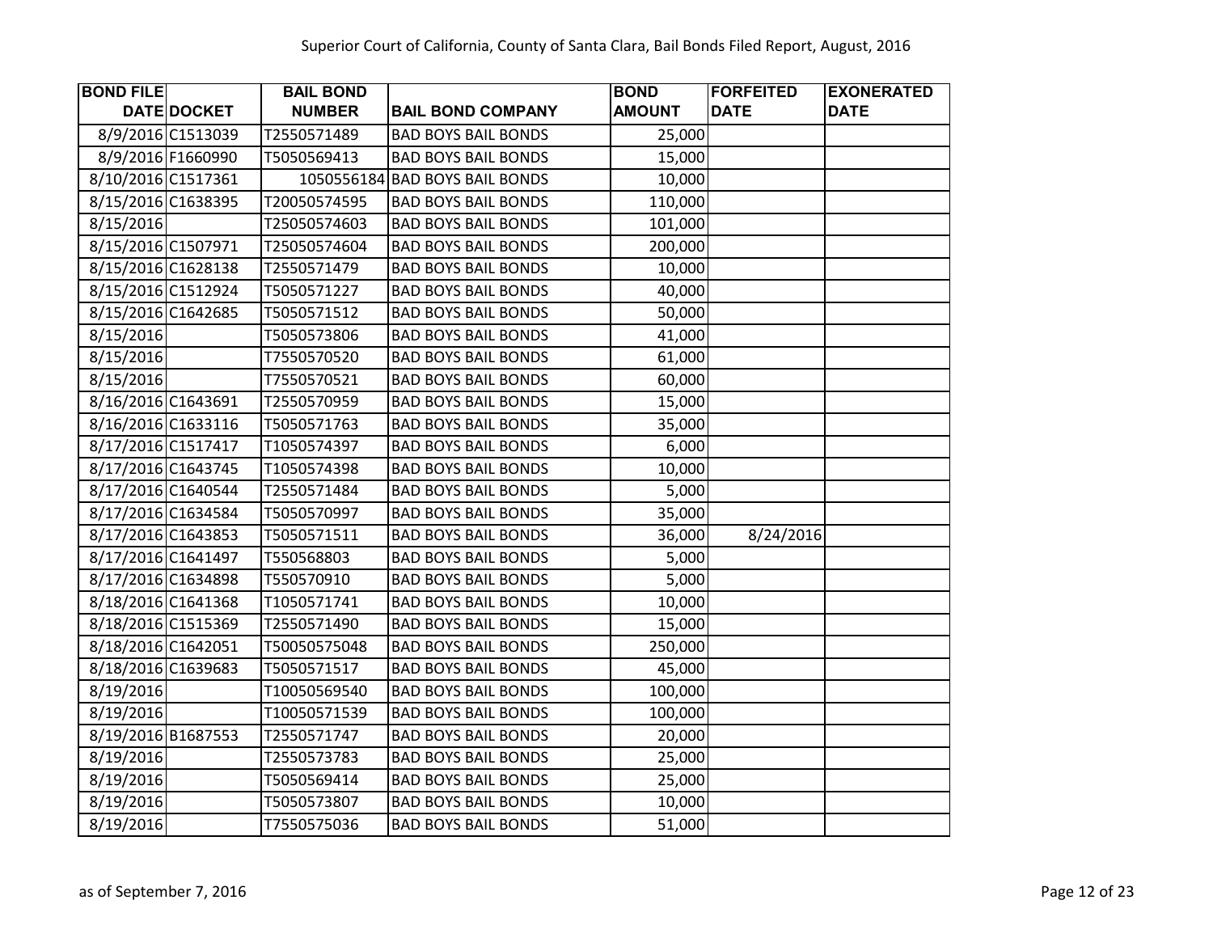Superior Court of California, County of Santa Clara, Bail Bonds Filed Report, August, 2016

| BOND FILE DATE | DOCKET | BAIL BOND NUMBER | BAIL BOND COMPANY | BOND AMOUNT | FORFEITED DATE | EXONERATED DATE |
|---|---|---|---|---|---|---|
| 8/9/2016 | C1513039 | T2550571489 | BAD BOYS BAIL BONDS | 25,000 | | |
| 8/9/2016 | F1660990 | T5050569413 | BAD BOYS BAIL BONDS | 15,000 | | |
| 8/10/2016 | C1517361 | 1050556184 | BAD BOYS BAIL BONDS | 10,000 | | |
| 8/15/2016 | C1638395 | T20050574595 | BAD BOYS BAIL BONDS | 110,000 | | |
| 8/15/2016 | | T25050574603 | BAD BOYS BAIL BONDS | 101,000 | | |
| 8/15/2016 | C1507971 | T25050574604 | BAD BOYS BAIL BONDS | 200,000 | | |
| 8/15/2016 | C1628138 | T2550571479 | BAD BOYS BAIL BONDS | 10,000 | | |
| 8/15/2016 | C1512924 | T5050571227 | BAD BOYS BAIL BONDS | 40,000 | | |
| 8/15/2016 | C1642685 | T5050571512 | BAD BOYS BAIL BONDS | 50,000 | | |
| 8/15/2016 | | T5050573806 | BAD BOYS BAIL BONDS | 41,000 | | |
| 8/15/2016 | | T7550570520 | BAD BOYS BAIL BONDS | 61,000 | | |
| 8/15/2016 | | T7550570521 | BAD BOYS BAIL BONDS | 60,000 | | |
| 8/16/2016 | C1643691 | T2550570959 | BAD BOYS BAIL BONDS | 15,000 | | |
| 8/16/2016 | C1633116 | T5050571763 | BAD BOYS BAIL BONDS | 35,000 | | |
| 8/17/2016 | C1517417 | T1050574397 | BAD BOYS BAIL BONDS | 6,000 | | |
| 8/17/2016 | C1643745 | T1050574398 | BAD BOYS BAIL BONDS | 10,000 | | |
| 8/17/2016 | C1640544 | T2550571484 | BAD BOYS BAIL BONDS | 5,000 | | |
| 8/17/2016 | C1634584 | T5050570997 | BAD BOYS BAIL BONDS | 35,000 | | |
| 8/17/2016 | C1643853 | T5050571511 | BAD BOYS BAIL BONDS | 36,000 | 8/24/2016 | |
| 8/17/2016 | C1641497 | T550568803 | BAD BOYS BAIL BONDS | 5,000 | | |
| 8/17/2016 | C1634898 | T550570910 | BAD BOYS BAIL BONDS | 5,000 | | |
| 8/18/2016 | C1641368 | T1050571741 | BAD BOYS BAIL BONDS | 10,000 | | |
| 8/18/2016 | C1515369 | T2550571490 | BAD BOYS BAIL BONDS | 15,000 | | |
| 8/18/2016 | C1642051 | T50050575048 | BAD BOYS BAIL BONDS | 250,000 | | |
| 8/18/2016 | C1639683 | T5050571517 | BAD BOYS BAIL BONDS | 45,000 | | |
| 8/19/2016 | | T10050569540 | BAD BOYS BAIL BONDS | 100,000 | | |
| 8/19/2016 | | T10050571539 | BAD BOYS BAIL BONDS | 100,000 | | |
| 8/19/2016 | B1687553 | T2550571747 | BAD BOYS BAIL BONDS | 20,000 | | |
| 8/19/2016 | | T2550573783 | BAD BOYS BAIL BONDS | 25,000 | | |
| 8/19/2016 | | T5050569414 | BAD BOYS BAIL BONDS | 25,000 | | |
| 8/19/2016 | | T5050573807 | BAD BOYS BAIL BONDS | 10,000 | | |
| 8/19/2016 | | T7550575036 | BAD BOYS BAIL BONDS | 51,000 | | |

as of September 7, 2016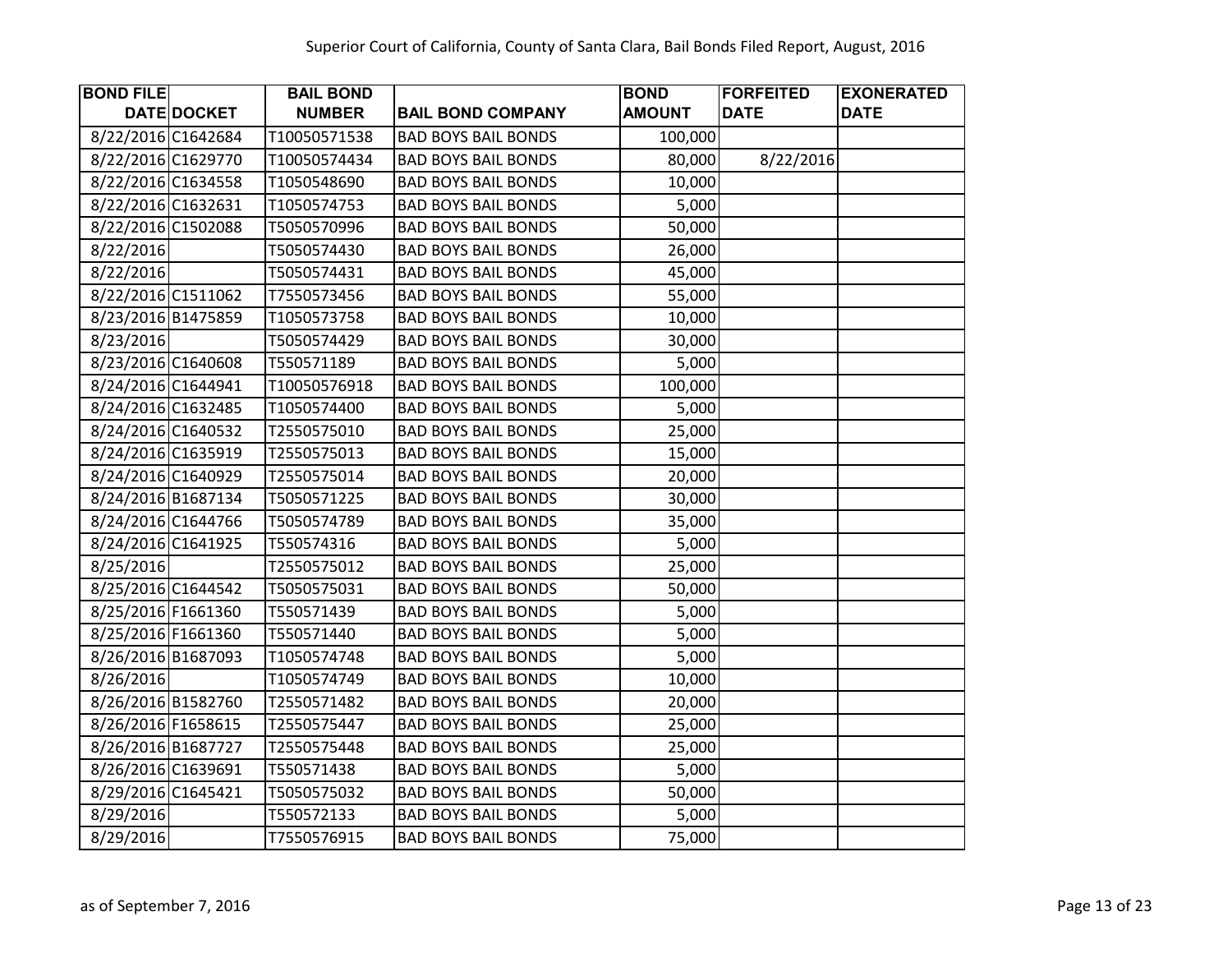Superior Court of California, County of Santa Clara, Bail Bonds Filed Report, August, 2016

| BOND FILE DATE | DOCKET | BAIL BOND NUMBER | BAIL BOND COMPANY | BOND AMOUNT | FORFEITED DATE | EXONERATED DATE |
|---|---|---|---|---|---|---|
| 8/22/2016 | C1642684 | T10050571538 | BAD BOYS BAIL BONDS | 100,000 | | |
| 8/22/2016 | C1629770 | T10050574434 | BAD BOYS BAIL BONDS | 80,000 | 8/22/2016 | |
| 8/22/2016 | C1634558 | T1050548690 | BAD BOYS BAIL BONDS | 10,000 | | |
| 8/22/2016 | C1632631 | T1050574753 | BAD BOYS BAIL BONDS | 5,000 | | |
| 8/22/2016 | C1502088 | T5050570996 | BAD BOYS BAIL BONDS | 50,000 | | |
| 8/22/2016 | | T5050574430 | BAD BOYS BAIL BONDS | 26,000 | | |
| 8/22/2016 | | T5050574431 | BAD BOYS BAIL BONDS | 45,000 | | |
| 8/22/2016 | C1511062 | T7550573456 | BAD BOYS BAIL BONDS | 55,000 | | |
| 8/23/2016 | B1475859 | T1050573758 | BAD BOYS BAIL BONDS | 10,000 | | |
| 8/23/2016 | | T5050574429 | BAD BOYS BAIL BONDS | 30,000 | | |
| 8/23/2016 | C1640608 | T550571189 | BAD BOYS BAIL BONDS | 5,000 | | |
| 8/24/2016 | C1644941 | T10050576918 | BAD BOYS BAIL BONDS | 100,000 | | |
| 8/24/2016 | C1632485 | T1050574400 | BAD BOYS BAIL BONDS | 5,000 | | |
| 8/24/2016 | C1640532 | T2550575010 | BAD BOYS BAIL BONDS | 25,000 | | |
| 8/24/2016 | C1635919 | T2550575013 | BAD BOYS BAIL BONDS | 15,000 | | |
| 8/24/2016 | C1640929 | T2550575014 | BAD BOYS BAIL BONDS | 20,000 | | |
| 8/24/2016 | B1687134 | T5050571225 | BAD BOYS BAIL BONDS | 30,000 | | |
| 8/24/2016 | C1644766 | T5050574789 | BAD BOYS BAIL BONDS | 35,000 | | |
| 8/24/2016 | C1641925 | T550574316 | BAD BOYS BAIL BONDS | 5,000 | | |
| 8/25/2016 | | T2550575012 | BAD BOYS BAIL BONDS | 25,000 | | |
| 8/25/2016 | C1644542 | T5050575031 | BAD BOYS BAIL BONDS | 50,000 | | |
| 8/25/2016 | F1661360 | T550571439 | BAD BOYS BAIL BONDS | 5,000 | | |
| 8/25/2016 | F1661360 | T550571440 | BAD BOYS BAIL BONDS | 5,000 | | |
| 8/26/2016 | B1687093 | T1050574748 | BAD BOYS BAIL BONDS | 5,000 | | |
| 8/26/2016 | | T1050574749 | BAD BOYS BAIL BONDS | 10,000 | | |
| 8/26/2016 | B1582760 | T2550571482 | BAD BOYS BAIL BONDS | 20,000 | | |
| 8/26/2016 | F1658615 | T2550575447 | BAD BOYS BAIL BONDS | 25,000 | | |
| 8/26/2016 | B1687727 | T2550575448 | BAD BOYS BAIL BONDS | 25,000 | | |
| 8/26/2016 | C1639691 | T550571438 | BAD BOYS BAIL BONDS | 5,000 | | |
| 8/29/2016 | C1645421 | T5050575032 | BAD BOYS BAIL BONDS | 50,000 | | |
| 8/29/2016 | | T550572133 | BAD BOYS BAIL BONDS | 5,000 | | |
| 8/29/2016 | | T7550576915 | BAD BOYS BAIL BONDS | 75,000 | | |

as of September 7, 2016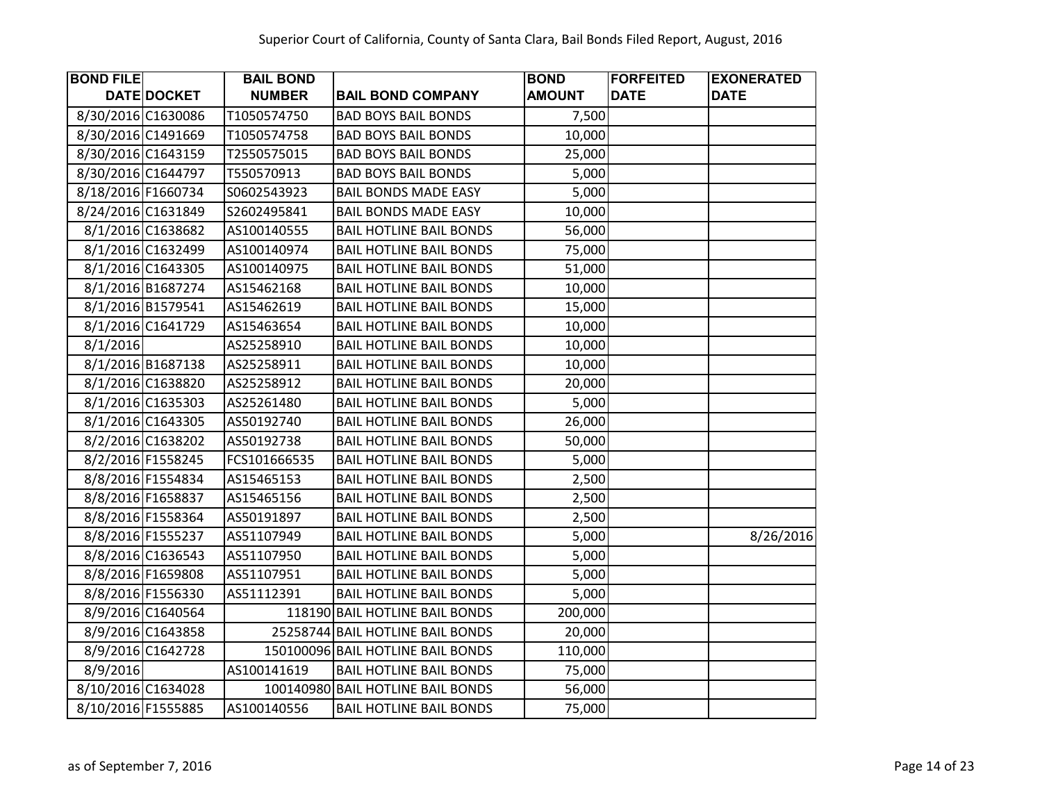| BOND FILE DATE | DOCKET | BAIL BOND NUMBER | BAIL BOND COMPANY | BOND AMOUNT | FORFEITED DATE | EXONERATED DATE |
|---|---|---|---|---|---|---|
| 8/30/2016 | C1630086 | T1050574750 | BAD BOYS BAIL BONDS | 7,500 | | |
| 8/30/2016 | C1491669 | T1050574758 | BAD BOYS BAIL BONDS | 10,000 | | |
| 8/30/2016 | C1643159 | T2550575015 | BAD BOYS BAIL BONDS | 25,000 | | |
| 8/30/2016 | C1644797 | T550570913 | BAD BOYS BAIL BONDS | 5,000 | | |
| 8/18/2016 | F1660734 | S0602543923 | BAIL BONDS MADE EASY | 5,000 | | |
| 8/24/2016 | C1631849 | S2602495841 | BAIL BONDS MADE EASY | 10,000 | | |
| 8/1/2016 | C1638682 | AS100140555 | BAIL HOTLINE BAIL BONDS | 56,000 | | |
| 8/1/2016 | C1632499 | AS100140974 | BAIL HOTLINE BAIL BONDS | 75,000 | | |
| 8/1/2016 | C1643305 | AS100140975 | BAIL HOTLINE BAIL BONDS | 51,000 | | |
| 8/1/2016 | B1687274 | AS15462168 | BAIL HOTLINE BAIL BONDS | 10,000 | | |
| 8/1/2016 | B1579541 | AS15462619 | BAIL HOTLINE BAIL BONDS | 15,000 | | |
| 8/1/2016 | C1641729 | AS15463654 | BAIL HOTLINE BAIL BONDS | 10,000 | | |
| 8/1/2016 | | AS25258910 | BAIL HOTLINE BAIL BONDS | 10,000 | | |
| 8/1/2016 | B1687138 | AS25258911 | BAIL HOTLINE BAIL BONDS | 10,000 | | |
| 8/1/2016 | C1638820 | AS25258912 | BAIL HOTLINE BAIL BONDS | 20,000 | | |
| 8/1/2016 | C1635303 | AS25261480 | BAIL HOTLINE BAIL BONDS | 5,000 | | |
| 8/1/2016 | C1643305 | AS50192740 | BAIL HOTLINE BAIL BONDS | 26,000 | | |
| 8/2/2016 | C1638202 | AS50192738 | BAIL HOTLINE BAIL BONDS | 50,000 | | |
| 8/2/2016 | F1558245 | FCS101666535 | BAIL HOTLINE BAIL BONDS | 5,000 | | |
| 8/8/2016 | F1554834 | AS15465153 | BAIL HOTLINE BAIL BONDS | 2,500 | | |
| 8/8/2016 | F1658837 | AS15465156 | BAIL HOTLINE BAIL BONDS | 2,500 | | |
| 8/8/2016 | F1558364 | AS50191897 | BAIL HOTLINE BAIL BONDS | 2,500 | | |
| 8/8/2016 | F1555237 | AS51107949 | BAIL HOTLINE BAIL BONDS | 5,000 | | 8/26/2016 |
| 8/8/2016 | C1636543 | AS51107950 | BAIL HOTLINE BAIL BONDS | 5,000 | | |
| 8/8/2016 | F1659808 | AS51107951 | BAIL HOTLINE BAIL BONDS | 5,000 | | |
| 8/8/2016 | F1556330 | AS51112391 | BAIL HOTLINE BAIL BONDS | 5,000 | | |
| 8/9/2016 | C1640564 | 118190 | BAIL HOTLINE BAIL BONDS | 200,000 | | |
| 8/9/2016 | C1643858 | 25258744 | BAIL HOTLINE BAIL BONDS | 20,000 | | |
| 8/9/2016 | C1642728 | 150100096 | BAIL HOTLINE BAIL BONDS | 110,000 | | |
| 8/9/2016 | | AS100141619 | BAIL HOTLINE BAIL BONDS | 75,000 | | |
| 8/10/2016 | C1634028 | 100140980 | BAIL HOTLINE BAIL BONDS | 56,000 | | |
| 8/10/2016 | F1555885 | AS100140556 | BAIL HOTLINE BAIL BONDS | 75,000 | | |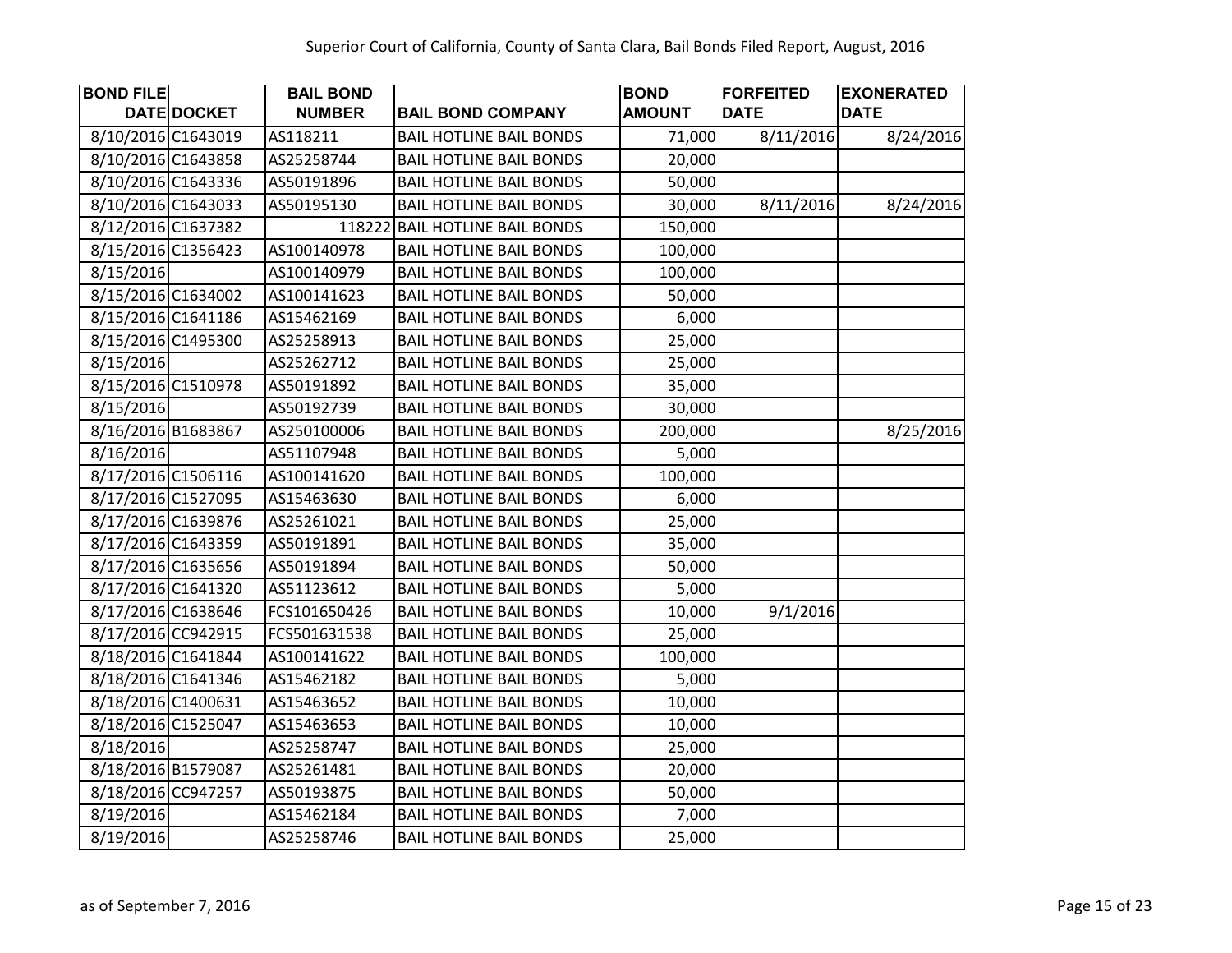Superior Court of California, County of Santa Clara, Bail Bonds Filed Report, August, 2016

| BOND FILE DATE | DOCKET | BAIL BOND NUMBER | BAIL BOND COMPANY | BOND AMOUNT | FORFEITED DATE | EXONERATED DATE |
|---|---|---|---|---|---|---|
| 8/10/2016 | C1643019 | AS118211 | BAIL HOTLINE BAIL BONDS | 71,000 | 8/11/2016 | 8/24/2016 |
| 8/10/2016 | C1643858 | AS25258744 | BAIL HOTLINE BAIL BONDS | 20,000 | | |
| 8/10/2016 | C1643336 | AS50191896 | BAIL HOTLINE BAIL BONDS | 50,000 | | |
| 8/10/2016 | C1643033 | AS50195130 | BAIL HOTLINE BAIL BONDS | 30,000 | 8/11/2016 | 8/24/2016 |
| 8/12/2016 | C1637382 | 118222 | BAIL HOTLINE BAIL BONDS | 150,000 | | |
| 8/15/2016 | C1356423 | AS100140978 | BAIL HOTLINE BAIL BONDS | 100,000 | | |
| 8/15/2016 | | AS100140979 | BAIL HOTLINE BAIL BONDS | 100,000 | | |
| 8/15/2016 | C1634002 | AS100141623 | BAIL HOTLINE BAIL BONDS | 50,000 | | |
| 8/15/2016 | C1641186 | AS15462169 | BAIL HOTLINE BAIL BONDS | 6,000 | | |
| 8/15/2016 | C1495300 | AS25258913 | BAIL HOTLINE BAIL BONDS | 25,000 | | |
| 8/15/2016 | | AS25262712 | BAIL HOTLINE BAIL BONDS | 25,000 | | |
| 8/15/2016 | C1510978 | AS50191892 | BAIL HOTLINE BAIL BONDS | 35,000 | | |
| 8/15/2016 | | AS50192739 | BAIL HOTLINE BAIL BONDS | 30,000 | | |
| 8/16/2016 | B1683867 | AS250100006 | BAIL HOTLINE BAIL BONDS | 200,000 | | 8/25/2016 |
| 8/16/2016 | | AS51107948 | BAIL HOTLINE BAIL BONDS | 5,000 | | |
| 8/17/2016 | C1506116 | AS100141620 | BAIL HOTLINE BAIL BONDS | 100,000 | | |
| 8/17/2016 | C1527095 | AS15463630 | BAIL HOTLINE BAIL BONDS | 6,000 | | |
| 8/17/2016 | C1639876 | AS25261021 | BAIL HOTLINE BAIL BONDS | 25,000 | | |
| 8/17/2016 | C1643359 | AS50191891 | BAIL HOTLINE BAIL BONDS | 35,000 | | |
| 8/17/2016 | C1635656 | AS50191894 | BAIL HOTLINE BAIL BONDS | 50,000 | | |
| 8/17/2016 | C1641320 | AS51123612 | BAIL HOTLINE BAIL BONDS | 5,000 | | |
| 8/17/2016 | C1638646 | FCS101650426 | BAIL HOTLINE BAIL BONDS | 10,000 | 9/1/2016 | |
| 8/17/2016 | CC942915 | FCS501631538 | BAIL HOTLINE BAIL BONDS | 25,000 | | |
| 8/18/2016 | C1641844 | AS100141622 | BAIL HOTLINE BAIL BONDS | 100,000 | | |
| 8/18/2016 | C1641346 | AS15462182 | BAIL HOTLINE BAIL BONDS | 5,000 | | |
| 8/18/2016 | C1400631 | AS15463652 | BAIL HOTLINE BAIL BONDS | 10,000 | | |
| 8/18/2016 | C1525047 | AS15463653 | BAIL HOTLINE BAIL BONDS | 10,000 | | |
| 8/18/2016 | | AS25258747 | BAIL HOTLINE BAIL BONDS | 25,000 | | |
| 8/18/2016 | B1579087 | AS25261481 | BAIL HOTLINE BAIL BONDS | 20,000 | | |
| 8/18/2016 | CC947257 | AS50193875 | BAIL HOTLINE BAIL BONDS | 50,000 | | |
| 8/19/2016 | | AS15462184 | BAIL HOTLINE BAIL BONDS | 7,000 | | |
| 8/19/2016 | | AS25258746 | BAIL HOTLINE BAIL BONDS | 25,000 | | |

as of September 7, 2016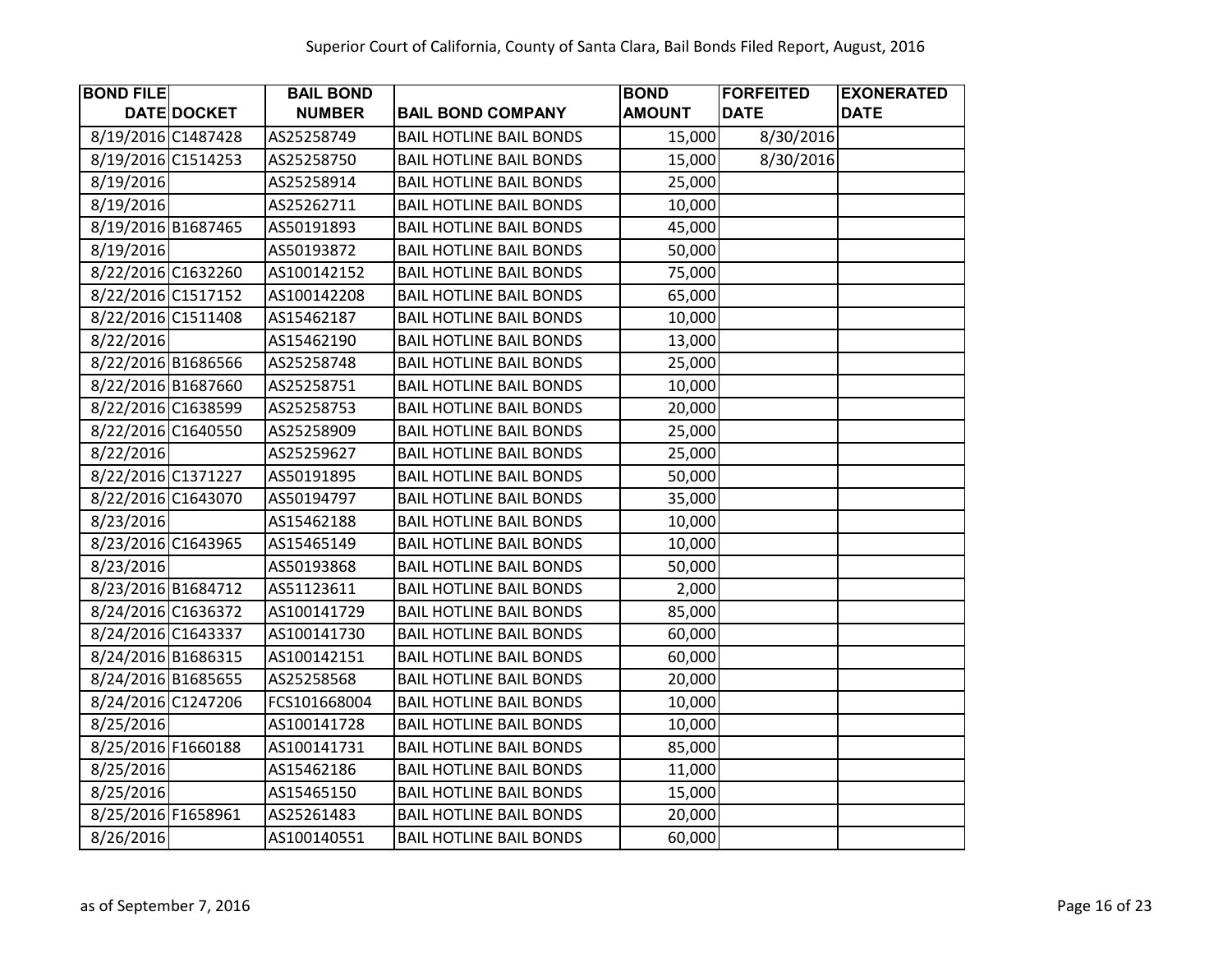Superior Court of California, County of Santa Clara, Bail Bonds Filed Report, August, 2016

| BOND FILE DATE | DOCKET | BAIL BOND NUMBER | BAIL BOND COMPANY | BOND AMOUNT | FORFEITED DATE | EXONERATED DATE |
|---|---|---|---|---|---|---|
| 8/19/2016 | C1487428 | AS25258749 | BAIL HOTLINE BAIL BONDS | 15,000 | 8/30/2016 | |
| 8/19/2016 | C1514253 | AS25258750 | BAIL HOTLINE BAIL BONDS | 15,000 | 8/30/2016 | |
| 8/19/2016 | | AS25258914 | BAIL HOTLINE BAIL BONDS | 25,000 | | |
| 8/19/2016 | | AS25262711 | BAIL HOTLINE BAIL BONDS | 10,000 | | |
| 8/19/2016 | B1687465 | AS50191893 | BAIL HOTLINE BAIL BONDS | 45,000 | | |
| 8/19/2016 | | AS50193872 | BAIL HOTLINE BAIL BONDS | 50,000 | | |
| 8/22/2016 | C1632260 | AS100142152 | BAIL HOTLINE BAIL BONDS | 75,000 | | |
| 8/22/2016 | C1517152 | AS100142208 | BAIL HOTLINE BAIL BONDS | 65,000 | | |
| 8/22/2016 | C1511408 | AS15462187 | BAIL HOTLINE BAIL BONDS | 10,000 | | |
| 8/22/2016 | | AS15462190 | BAIL HOTLINE BAIL BONDS | 13,000 | | |
| 8/22/2016 | B1686566 | AS25258748 | BAIL HOTLINE BAIL BONDS | 25,000 | | |
| 8/22/2016 | B1687660 | AS25258751 | BAIL HOTLINE BAIL BONDS | 10,000 | | |
| 8/22/2016 | C1638599 | AS25258753 | BAIL HOTLINE BAIL BONDS | 20,000 | | |
| 8/22/2016 | C1640550 | AS25258909 | BAIL HOTLINE BAIL BONDS | 25,000 | | |
| 8/22/2016 | | AS25259627 | BAIL HOTLINE BAIL BONDS | 25,000 | | |
| 8/22/2016 | C1371227 | AS50191895 | BAIL HOTLINE BAIL BONDS | 50,000 | | |
| 8/22/2016 | C1643070 | AS50194797 | BAIL HOTLINE BAIL BONDS | 35,000 | | |
| 8/23/2016 | | AS15462188 | BAIL HOTLINE BAIL BONDS | 10,000 | | |
| 8/23/2016 | C1643965 | AS15465149 | BAIL HOTLINE BAIL BONDS | 10,000 | | |
| 8/23/2016 | | AS50193868 | BAIL HOTLINE BAIL BONDS | 50,000 | | |
| 8/23/2016 | B1684712 | AS51123611 | BAIL HOTLINE BAIL BONDS | 2,000 | | |
| 8/24/2016 | C1636372 | AS100141729 | BAIL HOTLINE BAIL BONDS | 85,000 | | |
| 8/24/2016 | C1643337 | AS100141730 | BAIL HOTLINE BAIL BONDS | 60,000 | | |
| 8/24/2016 | B1686315 | AS100142151 | BAIL HOTLINE BAIL BONDS | 60,000 | | |
| 8/24/2016 | B1685655 | AS25258568 | BAIL HOTLINE BAIL BONDS | 20,000 | | |
| 8/24/2016 | C1247206 | FCS101668004 | BAIL HOTLINE BAIL BONDS | 10,000 | | |
| 8/25/2016 | | AS100141728 | BAIL HOTLINE BAIL BONDS | 10,000 | | |
| 8/25/2016 | F1660188 | AS100141731 | BAIL HOTLINE BAIL BONDS | 85,000 | | |
| 8/25/2016 | | AS15462186 | BAIL HOTLINE BAIL BONDS | 11,000 | | |
| 8/25/2016 | | AS15465150 | BAIL HOTLINE BAIL BONDS | 15,000 | | |
| 8/25/2016 | F1658961 | AS25261483 | BAIL HOTLINE BAIL BONDS | 20,000 | | |
| 8/26/2016 | | AS100140551 | BAIL HOTLINE BAIL BONDS | 60,000 | | |

as of September 7, 2016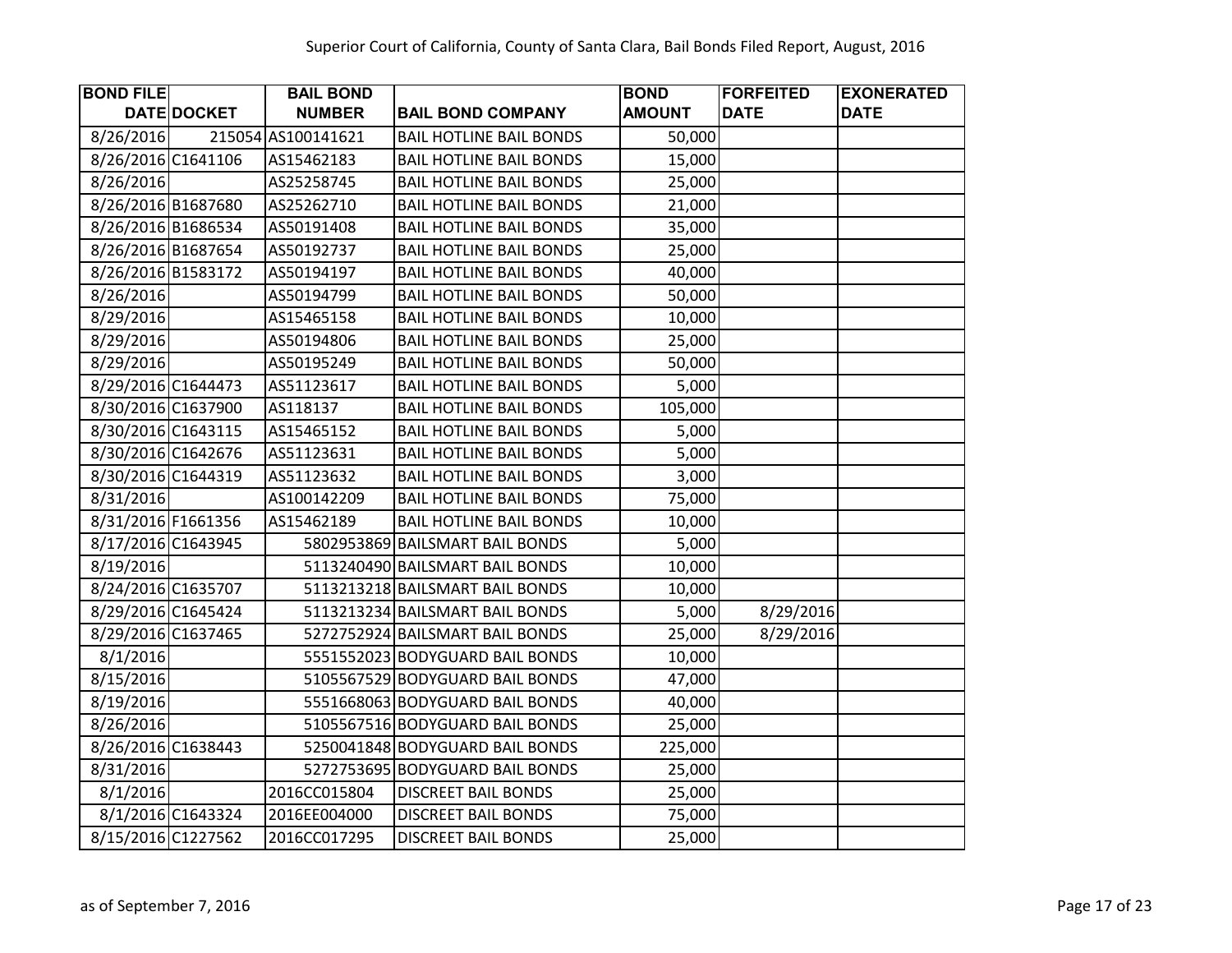Superior Court of California, County of Santa Clara, Bail Bonds Filed Report, August, 2016

| BOND FILE DATE | DOCKET | BAIL BOND NUMBER | BAIL BOND COMPANY | BOND AMOUNT | FORFEITED DATE | EXONERATED DATE |
|---|---|---|---|---|---|---|
| 8/26/2016 | 215054 | AS100141621 | BAIL HOTLINE BAIL BONDS | 50,000 | | |
| 8/26/2016 | C1641106 | AS15462183 | BAIL HOTLINE BAIL BONDS | 15,000 | | |
| 8/26/2016 | | AS25258745 | BAIL HOTLINE BAIL BONDS | 25,000 | | |
| 8/26/2016 | B1687680 | AS25262710 | BAIL HOTLINE BAIL BONDS | 21,000 | | |
| 8/26/2016 | B1686534 | AS50191408 | BAIL HOTLINE BAIL BONDS | 35,000 | | |
| 8/26/2016 | B1687654 | AS50192737 | BAIL HOTLINE BAIL BONDS | 25,000 | | |
| 8/26/2016 | B1583172 | AS50194197 | BAIL HOTLINE BAIL BONDS | 40,000 | | |
| 8/26/2016 | | AS50194799 | BAIL HOTLINE BAIL BONDS | 50,000 | | |
| 8/29/2016 | | AS15465158 | BAIL HOTLINE BAIL BONDS | 10,000 | | |
| 8/29/2016 | | AS50194806 | BAIL HOTLINE BAIL BONDS | 25,000 | | |
| 8/29/2016 | | AS50195249 | BAIL HOTLINE BAIL BONDS | 50,000 | | |
| 8/29/2016 | C1644473 | AS51123617 | BAIL HOTLINE BAIL BONDS | 5,000 | | |
| 8/30/2016 | C1637900 | AS118137 | BAIL HOTLINE BAIL BONDS | 105,000 | | |
| 8/30/2016 | C1643115 | AS15465152 | BAIL HOTLINE BAIL BONDS | 5,000 | | |
| 8/30/2016 | C1642676 | AS51123631 | BAIL HOTLINE BAIL BONDS | 5,000 | | |
| 8/30/2016 | C1644319 | AS51123632 | BAIL HOTLINE BAIL BONDS | 3,000 | | |
| 8/31/2016 | | AS100142209 | BAIL HOTLINE BAIL BONDS | 75,000 | | |
| 8/31/2016 | F1661356 | AS15462189 | BAIL HOTLINE BAIL BONDS | 10,000 | | |
| 8/17/2016 | C1643945 | 5802953869 | BAILSMART BAIL BONDS | 5,000 | | |
| 8/19/2016 | | 5113240490 | BAILSMART BAIL BONDS | 10,000 | | |
| 8/24/2016 | C1635707 | 5113213218 | BAILSMART BAIL BONDS | 10,000 | | |
| 8/29/2016 | C1645424 | 5113213234 | BAILSMART BAIL BONDS | 5,000 | 8/29/2016 | |
| 8/29/2016 | C1637465 | 5272752924 | BAILSMART BAIL BONDS | 25,000 | 8/29/2016 | |
| 8/1/2016 | | 5551552023 | BODYGUARD BAIL BONDS | 10,000 | | |
| 8/15/2016 | | 5105567529 | BODYGUARD BAIL BONDS | 47,000 | | |
| 8/19/2016 | | 5551668063 | BODYGUARD BAIL BONDS | 40,000 | | |
| 8/26/2016 | | 5105567516 | BODYGUARD BAIL BONDS | 25,000 | | |
| 8/26/2016 | C1638443 | 5250041848 | BODYGUARD BAIL BONDS | 225,000 | | |
| 8/31/2016 | | 5272753695 | BODYGUARD BAIL BONDS | 25,000 | | |
| 8/1/2016 | | 2016CC015804 | DISCREET BAIL BONDS | 25,000 | | |
| 8/1/2016 | C1643324 | 2016EE004000 | DISCREET BAIL BONDS | 75,000 | | |
| 8/15/2016 | C1227562 | 2016CC017295 | DISCREET BAIL BONDS | 25,000 | | |

as of September 7, 2016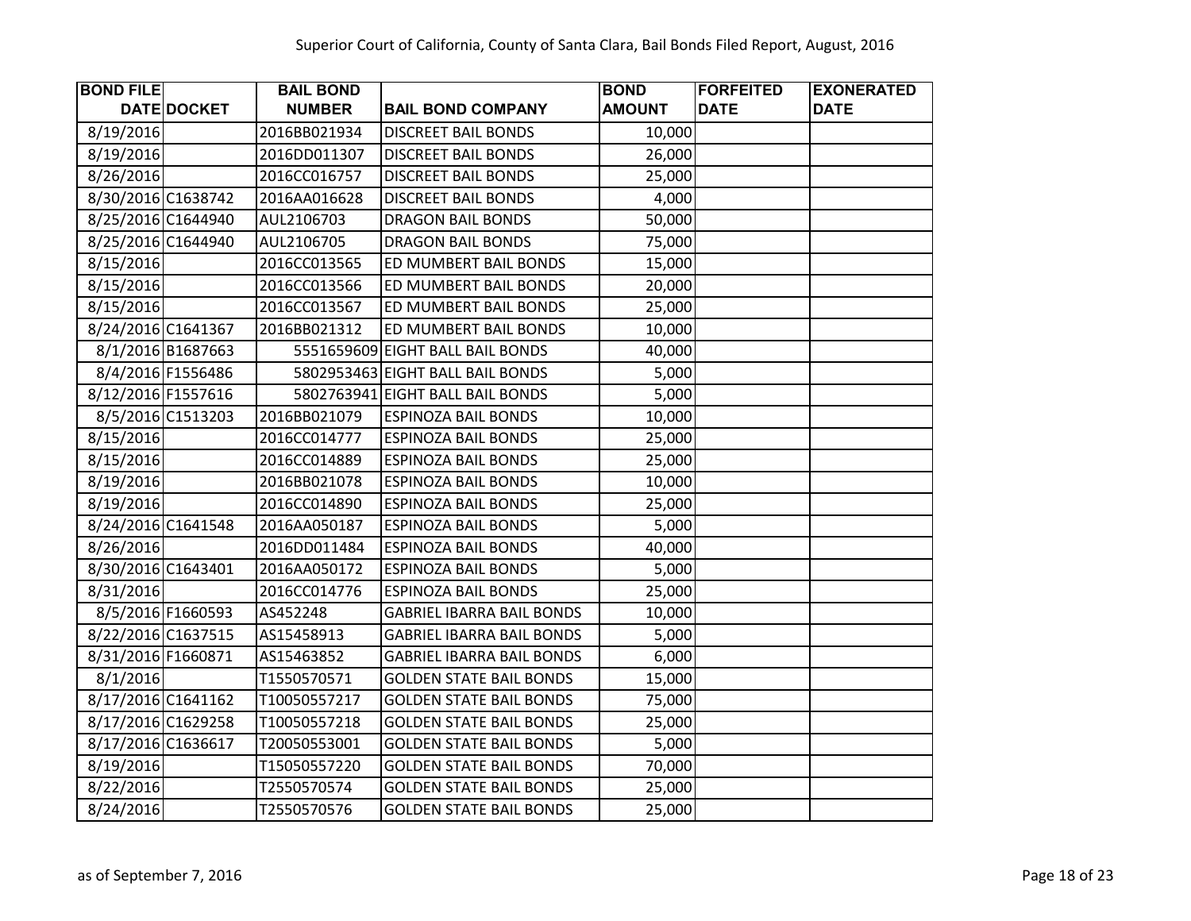| BOND FILE DATE | DOCKET | BAIL BOND NUMBER | BAIL BOND COMPANY | BOND AMOUNT | FORFEITED DATE | EXONERATED DATE |
|---|---|---|---|---|---|---|
| 8/19/2016 | | 2016BB021934 | DISCREET BAIL BONDS | 10,000 | | |
| 8/19/2016 | | 2016DD011307 | DISCREET BAIL BONDS | 26,000 | | |
| 8/26/2016 | | 2016CC016757 | DISCREET BAIL BONDS | 25,000 | | |
| 8/30/2016 | C1638742 | 2016AA016628 | DISCREET BAIL BONDS | 4,000 | | |
| 8/25/2016 | C1644940 | AUL2106703 | DRAGON BAIL BONDS | 50,000 | | |
| 8/25/2016 | C1644940 | AUL2106705 | DRAGON BAIL BONDS | 75,000 | | |
| 8/15/2016 | | 2016CC013565 | ED MUMBERT BAIL BONDS | 15,000 | | |
| 8/15/2016 | | 2016CC013566 | ED MUMBERT BAIL BONDS | 20,000 | | |
| 8/15/2016 | | 2016CC013567 | ED MUMBERT BAIL BONDS | 25,000 | | |
| 8/24/2016 | C1641367 | 2016BB021312 | ED MUMBERT BAIL BONDS | 10,000 | | |
| 8/1/2016 | B1687663 | 5551659609 | EIGHT BALL BAIL BONDS | 40,000 | | |
| 8/4/2016 | F1556486 | 5802953463 | EIGHT BALL BAIL BONDS | 5,000 | | |
| 8/12/2016 | F1557616 | 5802763941 | EIGHT BALL BAIL BONDS | 5,000 | | |
| 8/5/2016 | C1513203 | 2016BB021079 | ESPINOZA BAIL BONDS | 10,000 | | |
| 8/15/2016 | | 2016CC014777 | ESPINOZA BAIL BONDS | 25,000 | | |
| 8/15/2016 | | 2016CC014889 | ESPINOZA BAIL BONDS | 25,000 | | |
| 8/19/2016 | | 2016BB021078 | ESPINOZA BAIL BONDS | 10,000 | | |
| 8/19/2016 | | 2016CC014890 | ESPINOZA BAIL BONDS | 25,000 | | |
| 8/24/2016 | C1641548 | 2016AA050187 | ESPINOZA BAIL BONDS | 5,000 | | |
| 8/26/2016 | | 2016DD011484 | ESPINOZA BAIL BONDS | 40,000 | | |
| 8/30/2016 | C1643401 | 2016AA050172 | ESPINOZA BAIL BONDS | 5,000 | | |
| 8/31/2016 | | 2016CC014776 | ESPINOZA BAIL BONDS | 25,000 | | |
| 8/5/2016 | F1660593 | AS452248 | GABRIEL IBARRA BAIL BONDS | 10,000 | | |
| 8/22/2016 | C1637515 | AS15458913 | GABRIEL IBARRA BAIL BONDS | 5,000 | | |
| 8/31/2016 | F1660871 | AS15463852 | GABRIEL IBARRA BAIL BONDS | 6,000 | | |
| 8/1/2016 | | T1550570571 | GOLDEN STATE BAIL BONDS | 15,000 | | |
| 8/17/2016 | C1641162 | T10050557217 | GOLDEN STATE BAIL BONDS | 75,000 | | |
| 8/17/2016 | C1629258 | T10050557218 | GOLDEN STATE BAIL BONDS | 25,000 | | |
| 8/17/2016 | C1636617 | T20050553001 | GOLDEN STATE BAIL BONDS | 5,000 | | |
| 8/19/2016 | | T15050557220 | GOLDEN STATE BAIL BONDS | 70,000 | | |
| 8/22/2016 | | T2550570574 | GOLDEN STATE BAIL BONDS | 25,000 | | |
| 8/24/2016 | | T2550570576 | GOLDEN STATE BAIL BONDS | 25,000 | | |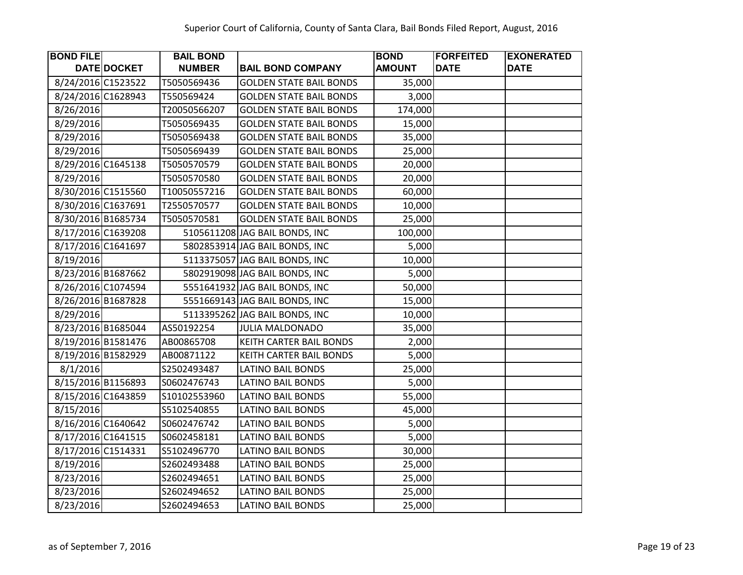# Superior Court of California, County of Santa Clara, Bail Bonds Filed Report, August, 2016

| BOND FILE DATE | DOCKET | BAIL BOND NUMBER | BAIL BOND COMPANY | BOND AMOUNT | FORFEITED DATE | EXONERATED DATE |
|---|---|---|---|---|---|---|
| 8/24/2016 | C1523522 | T5050569436 | GOLDEN STATE BAIL BONDS | 35,000 | | |
| 8/24/2016 | C1628943 | T550569424 | GOLDEN STATE BAIL BONDS | 3,000 | | |
| 8/26/2016 | | T20050566207 | GOLDEN STATE BAIL BONDS | 174,000 | | |
| 8/29/2016 | | T5050569435 | GOLDEN STATE BAIL BONDS | 15,000 | | |
| 8/29/2016 | | T5050569438 | GOLDEN STATE BAIL BONDS | 35,000 | | |
| 8/29/2016 | | T5050569439 | GOLDEN STATE BAIL BONDS | 25,000 | | |
| 8/29/2016 | C1645138 | T5050570579 | GOLDEN STATE BAIL BONDS | 20,000 | | |
| 8/29/2016 | | T5050570580 | GOLDEN STATE BAIL BONDS | 20,000 | | |
| 8/30/2016 | C1515560 | T10050557216 | GOLDEN STATE BAIL BONDS | 60,000 | | |
| 8/30/2016 | C1637691 | T2550570577 | GOLDEN STATE BAIL BONDS | 10,000 | | |
| 8/30/2016 | B1685734 | T5050570581 | GOLDEN STATE BAIL BONDS | 25,000 | | |
| 8/17/2016 | C1639208 | 5105611208 | JAG BAIL BONDS, INC | 100,000 | | |
| 8/17/2016 | C1641697 | 5802853914 | JAG BAIL BONDS, INC | 5,000 | | |
| 8/19/2016 | | 5113375057 | JAG BAIL BONDS, INC | 10,000 | | |
| 8/23/2016 | B1687662 | 5802919098 | JAG BAIL BONDS, INC | 5,000 | | |
| 8/26/2016 | C1074594 | 5551641932 | JAG BAIL BONDS, INC | 50,000 | | |
| 8/26/2016 | B1687828 | 5551669143 | JAG BAIL BONDS, INC | 15,000 | | |
| 8/29/2016 | | 5113395262 | JAG BAIL BONDS, INC | 10,000 | | |
| 8/23/2016 | B1685044 | AS50192254 | JULIA MALDONADO | 35,000 | | |
| 8/19/2016 | B1581476 | AB00865708 | KEITH CARTER BAIL BONDS | 2,000 | | |
| 8/19/2016 | B1582929 | AB00871122 | KEITH CARTER BAIL BONDS | 5,000 | | |
| 8/1/2016 | | S2502493487 | LATINO BAIL BONDS | 25,000 | | |
| 8/15/2016 | B1156893 | S0602476743 | LATINO BAIL BONDS | 5,000 | | |
| 8/15/2016 | C1643859 | S10102553960 | LATINO BAIL BONDS | 55,000 | | |
| 8/15/2016 | | S5102540855 | LATINO BAIL BONDS | 45,000 | | |
| 8/16/2016 | C1640642 | S0602476742 | LATINO BAIL BONDS | 5,000 | | |
| 8/17/2016 | C1641515 | S0602458181 | LATINO BAIL BONDS | 5,000 | | |
| 8/17/2016 | C1514331 | S5102496770 | LATINO BAIL BONDS | 30,000 | | |
| 8/19/2016 | | S2602493488 | LATINO BAIL BONDS | 25,000 | | |
| 8/23/2016 | | S2602494651 | LATINO BAIL BONDS | 25,000 | | |
| 8/23/2016 | | S2602494652 | LATINO BAIL BONDS | 25,000 | | |
| 8/23/2016 | | S2602494653 | LATINO BAIL BONDS | 25,000 | | |

as of September 7, 2016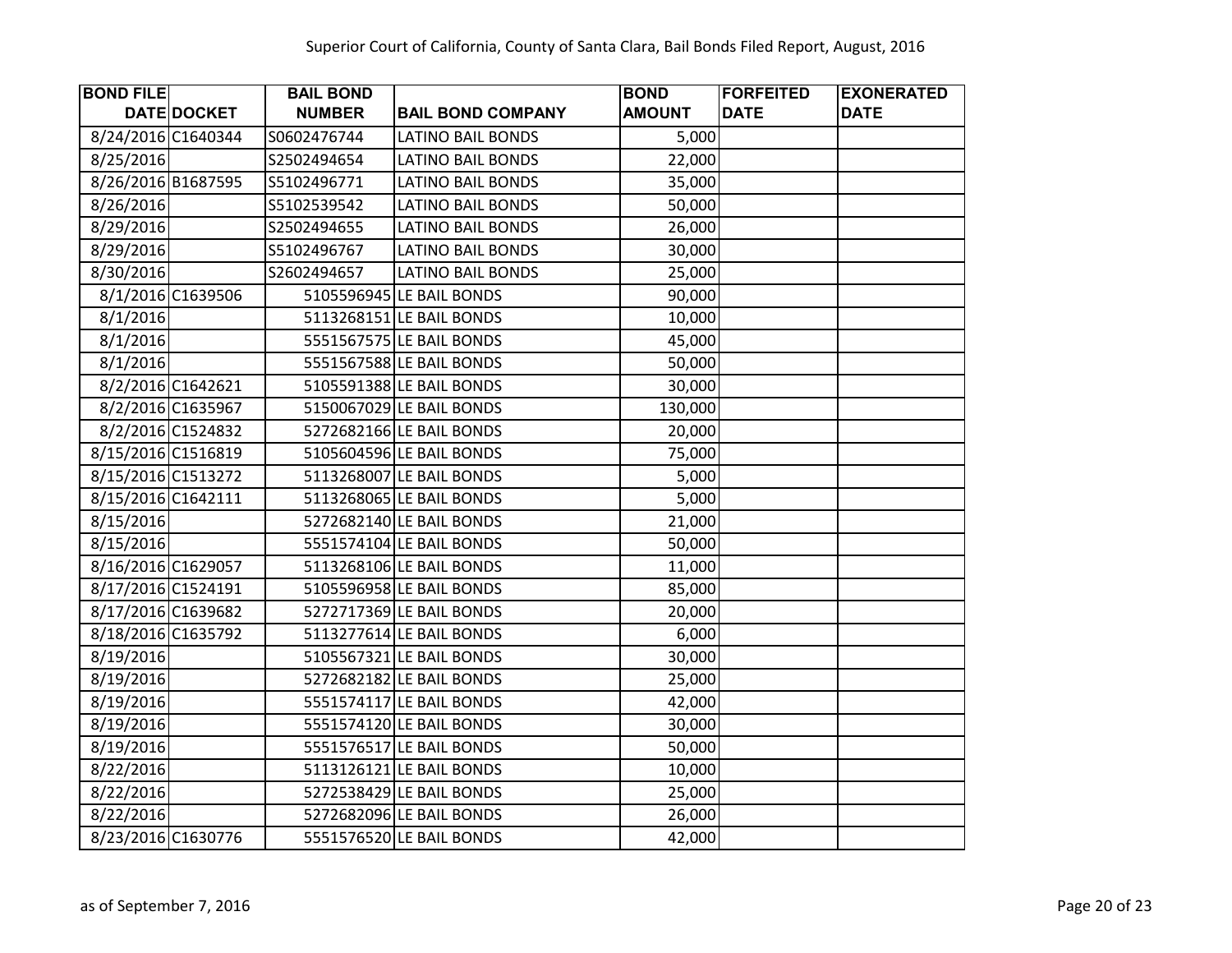Superior Court of California, County of Santa Clara, Bail Bonds Filed Report, August, 2016

| BOND FILE DATE | DOCKET | BAIL BOND NUMBER | BAIL BOND COMPANY | BOND AMOUNT | FORFEITED DATE | EXONERATED DATE |
|---|---|---|---|---|---|---|
| 8/24/2016 | C1640344 | S0602476744 | LATINO BAIL BONDS | 5,000 | | |
| 8/25/2016 | | S2502494654 | LATINO BAIL BONDS | 22,000 | | |
| 8/26/2016 | B1687595 | S5102496771 | LATINO BAIL BONDS | 35,000 | | |
| 8/26/2016 | | S5102539542 | LATINO BAIL BONDS | 50,000 | | |
| 8/29/2016 | | S2502494655 | LATINO BAIL BONDS | 26,000 | | |
| 8/29/2016 | | S5102496767 | LATINO BAIL BONDS | 30,000 | | |
| 8/30/2016 | | S2602494657 | LATINO BAIL BONDS | 25,000 | | |
| 8/1/2016 | C1639506 | 5105596945 | LE BAIL BONDS | 90,000 | | |
| 8/1/2016 | | 5113268151 | LE BAIL BONDS | 10,000 | | |
| 8/1/2016 | | 5551567575 | LE BAIL BONDS | 45,000 | | |
| 8/1/2016 | | 5551567588 | LE BAIL BONDS | 50,000 | | |
| 8/2/2016 | C1642621 | 5105591388 | LE BAIL BONDS | 30,000 | | |
| 8/2/2016 | C1635967 | 5150067029 | LE BAIL BONDS | 130,000 | | |
| 8/2/2016 | C1524832 | 5272682166 | LE BAIL BONDS | 20,000 | | |
| 8/15/2016 | C1516819 | 5105604596 | LE BAIL BONDS | 75,000 | | |
| 8/15/2016 | C1513272 | 5113268007 | LE BAIL BONDS | 5,000 | | |
| 8/15/2016 | C1642111 | 5113268065 | LE BAIL BONDS | 5,000 | | |
| 8/15/2016 | | 5272682140 | LE BAIL BONDS | 21,000 | | |
| 8/15/2016 | | 5551574104 | LE BAIL BONDS | 50,000 | | |
| 8/16/2016 | C1629057 | 5113268106 | LE BAIL BONDS | 11,000 | | |
| 8/17/2016 | C1524191 | 5105596958 | LE BAIL BONDS | 85,000 | | |
| 8/17/2016 | C1639682 | 5272717369 | LE BAIL BONDS | 20,000 | | |
| 8/18/2016 | C1635792 | 5113277614 | LE BAIL BONDS | 6,000 | | |
| 8/19/2016 | | 5105567321 | LE BAIL BONDS | 30,000 | | |
| 8/19/2016 | | 5272682182 | LE BAIL BONDS | 25,000 | | |
| 8/19/2016 | | 5551574117 | LE BAIL BONDS | 42,000 | | |
| 8/19/2016 | | 5551574120 | LE BAIL BONDS | 30,000 | | |
| 8/19/2016 | | 5551576517 | LE BAIL BONDS | 50,000 | | |
| 8/22/2016 | | 5113126121 | LE BAIL BONDS | 10,000 | | |
| 8/22/2016 | | 5272538429 | LE BAIL BONDS | 25,000 | | |
| 8/22/2016 | | 5272682096 | LE BAIL BONDS | 26,000 | | |
| 8/23/2016 | C1630776 | 5551576520 | LE BAIL BONDS | 42,000 | | |

as of September 7, 2016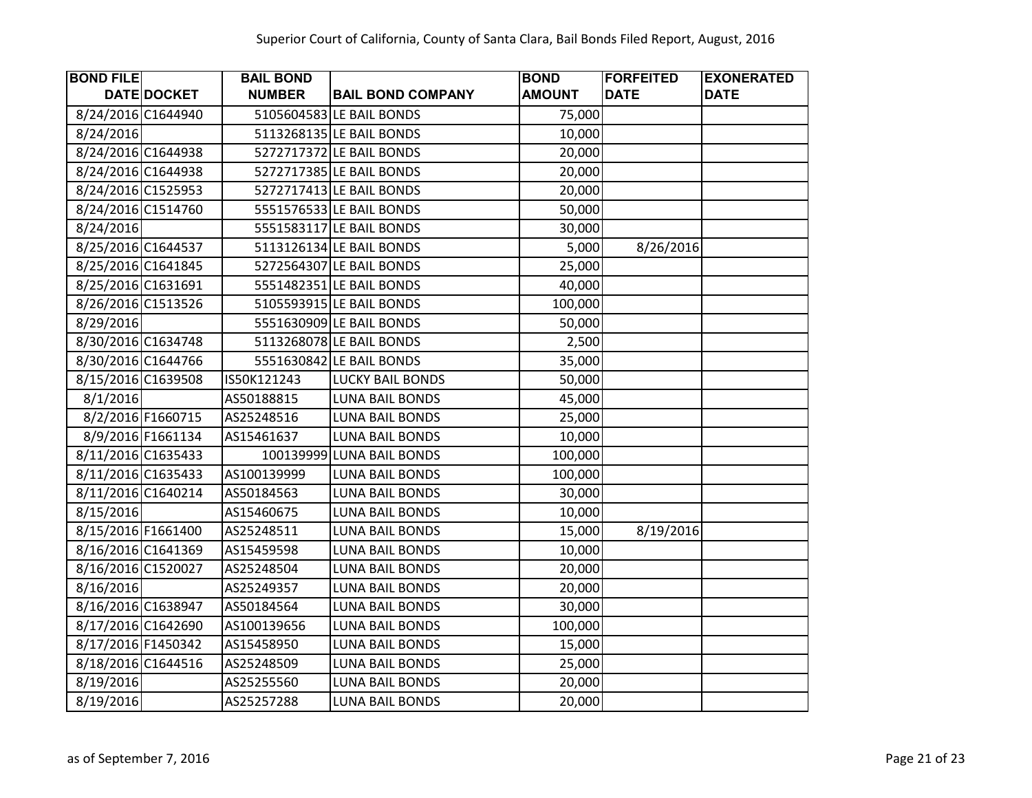Superior Court of California, County of Santa Clara, Bail Bonds Filed Report, August, 2016

| BOND FILE DATE | DOCKET | BAIL BOND NUMBER | BAIL BOND COMPANY | BOND AMOUNT | FORFEITED DATE | EXONERATED DATE |
|---|---|---|---|---|---|---|
| 8/24/2016 | C1644940 | 5105604583 | LE BAIL BONDS | 75,000 | | |
| 8/24/2016 | | 5113268135 | LE BAIL BONDS | 10,000 | | |
| 8/24/2016 | C1644938 | 5272717372 | LE BAIL BONDS | 20,000 | | |
| 8/24/2016 | C1644938 | 5272717385 | LE BAIL BONDS | 20,000 | | |
| 8/24/2016 | C1525953 | 5272717413 | LE BAIL BONDS | 20,000 | | |
| 8/24/2016 | C1514760 | 5551576533 | LE BAIL BONDS | 50,000 | | |
| 8/24/2016 | | 5551583117 | LE BAIL BONDS | 30,000 | | |
| 8/25/2016 | C1644537 | 5113126134 | LE BAIL BONDS | 5,000 | 8/26/2016 | |
| 8/25/2016 | C1641845 | 5272564307 | LE BAIL BONDS | 25,000 | | |
| 8/25/2016 | C1631691 | 5551482351 | LE BAIL BONDS | 40,000 | | |
| 8/26/2016 | C1513526 | 5105593915 | LE BAIL BONDS | 100,000 | | |
| 8/29/2016 | | 5551630909 | LE BAIL BONDS | 50,000 | | |
| 8/30/2016 | C1634748 | 5113268078 | LE BAIL BONDS | 2,500 | | |
| 8/30/2016 | C1644766 | 5551630842 | LE BAIL BONDS | 35,000 | | |
| 8/15/2016 | C1639508 | IS50K121243 | LUCKY BAIL BONDS | 50,000 | | |
| 8/1/2016 | | AS50188815 | LUNA BAIL BONDS | 45,000 | | |
| 8/2/2016 | F1660715 | AS25248516 | LUNA BAIL BONDS | 25,000 | | |
| 8/9/2016 | F1661134 | AS15461637 | LUNA BAIL BONDS | 10,000 | | |
| 8/11/2016 | C1635433 | 100139999 | LUNA BAIL BONDS | 100,000 | | |
| 8/11/2016 | C1635433 | AS100139999 | LUNA BAIL BONDS | 100,000 | | |
| 8/11/2016 | C1640214 | AS50184563 | LUNA BAIL BONDS | 30,000 | | |
| 8/15/2016 | | AS15460675 | LUNA BAIL BONDS | 10,000 | | |
| 8/15/2016 | F1661400 | AS25248511 | LUNA BAIL BONDS | 15,000 | 8/19/2016 | |
| 8/16/2016 | C1641369 | AS15459598 | LUNA BAIL BONDS | 10,000 | | |
| 8/16/2016 | C1520027 | AS25248504 | LUNA BAIL BONDS | 20,000 | | |
| 8/16/2016 | | AS25249357 | LUNA BAIL BONDS | 20,000 | | |
| 8/16/2016 | C1638947 | AS50184564 | LUNA BAIL BONDS | 30,000 | | |
| 8/17/2016 | C1642690 | AS100139656 | LUNA BAIL BONDS | 100,000 | | |
| 8/17/2016 | F1450342 | AS15458950 | LUNA BAIL BONDS | 15,000 | | |
| 8/18/2016 | C1644516 | AS25248509 | LUNA BAIL BONDS | 25,000 | | |
| 8/19/2016 | | AS25255560 | LUNA BAIL BONDS | 20,000 | | |
| 8/19/2016 | | AS25257288 | LUNA BAIL BONDS | 20,000 | | |

as of September 7, 2016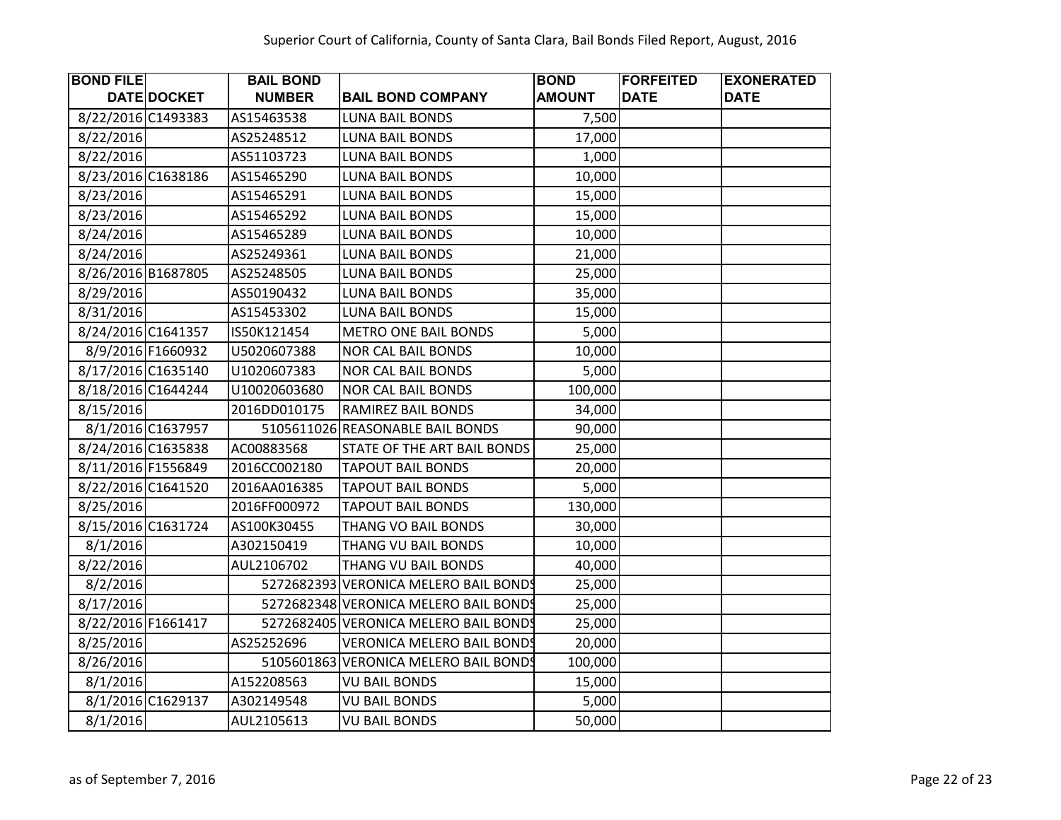Superior Court of California, County of Santa Clara, Bail Bonds Filed Report, August, 2016

| BOND FILE DATE | DOCKET | BAIL BOND NUMBER | BAIL BOND COMPANY | BOND AMOUNT | FORFEITED DATE | EXONERATED DATE |
|---|---|---|---|---|---|---|
| 8/22/2016 | C1493383 | AS15463538 | LUNA BAIL BONDS | 7,500 | | |
| 8/22/2016 | | AS25248512 | LUNA BAIL BONDS | 17,000 | | |
| 8/22/2016 | | AS51103723 | LUNA BAIL BONDS | 1,000 | | |
| 8/23/2016 | C1638186 | AS15465290 | LUNA BAIL BONDS | 10,000 | | |
| 8/23/2016 | | AS15465291 | LUNA BAIL BONDS | 15,000 | | |
| 8/23/2016 | | AS15465292 | LUNA BAIL BONDS | 15,000 | | |
| 8/24/2016 | | AS15465289 | LUNA BAIL BONDS | 10,000 | | |
| 8/24/2016 | | AS25249361 | LUNA BAIL BONDS | 21,000 | | |
| 8/26/2016 | B1687805 | AS25248505 | LUNA BAIL BONDS | 25,000 | | |
| 8/29/2016 | | AS50190432 | LUNA BAIL BONDS | 35,000 | | |
| 8/31/2016 | | AS15453302 | LUNA BAIL BONDS | 15,000 | | |
| 8/24/2016 | C1641357 | IS50K121454 | METRO ONE BAIL BONDS | 5,000 | | |
| 8/9/2016 | F1660932 | U5020607388 | NOR CAL BAIL BONDS | 10,000 | | |
| 8/17/2016 | C1635140 | U1020607383 | NOR CAL BAIL BONDS | 5,000 | | |
| 8/18/2016 | C1644244 | U10020603680 | NOR CAL BAIL BONDS | 100,000 | | |
| 8/15/2016 | | 2016DD010175 | RAMIREZ BAIL BONDS | 34,000 | | |
| 8/1/2016 | C1637957 | 5105611026 | REASONABLE BAIL BONDS | 90,000 | | |
| 8/24/2016 | C1635838 | AC00883568 | STATE OF THE ART BAIL BONDS | 25,000 | | |
| 8/11/2016 | F1556849 | 2016CC002180 | TAPOUT BAIL BONDS | 20,000 | | |
| 8/22/2016 | C1641520 | 2016AA016385 | TAPOUT BAIL BONDS | 5,000 | | |
| 8/25/2016 | | 2016FF000972 | TAPOUT BAIL BONDS | 130,000 | | |
| 8/15/2016 | C1631724 | AS100K30455 | THANG VO BAIL BONDS | 30,000 | | |
| 8/1/2016 | | A302150419 | THANG VU BAIL BONDS | 10,000 | | |
| 8/22/2016 | | AUL2106702 | THANG VU BAIL BONDS | 40,000 | | |
| 8/2/2016 | | 5272682393 | VERONICA MELERO BAIL BONDS | 25,000 | | |
| 8/17/2016 | | 5272682348 | VERONICA MELERO BAIL BONDS | 25,000 | | |
| 8/22/2016 | F1661417 | 5272682405 | VERONICA MELERO BAIL BONDS | 25,000 | | |
| 8/25/2016 | | AS25252696 | VERONICA MELERO BAIL BONDS | 20,000 | | |
| 8/26/2016 | | 5105601863 | VERONICA MELERO BAIL BONDS | 100,000 | | |
| 8/1/2016 | | A152208563 | VU BAIL BONDS | 15,000 | | |
| 8/1/2016 | C1629137 | A302149548 | VU BAIL BONDS | 5,000 | | |
| 8/1/2016 | | AUL2105613 | VU BAIL BONDS | 50,000 | | |

as of September 7, 2016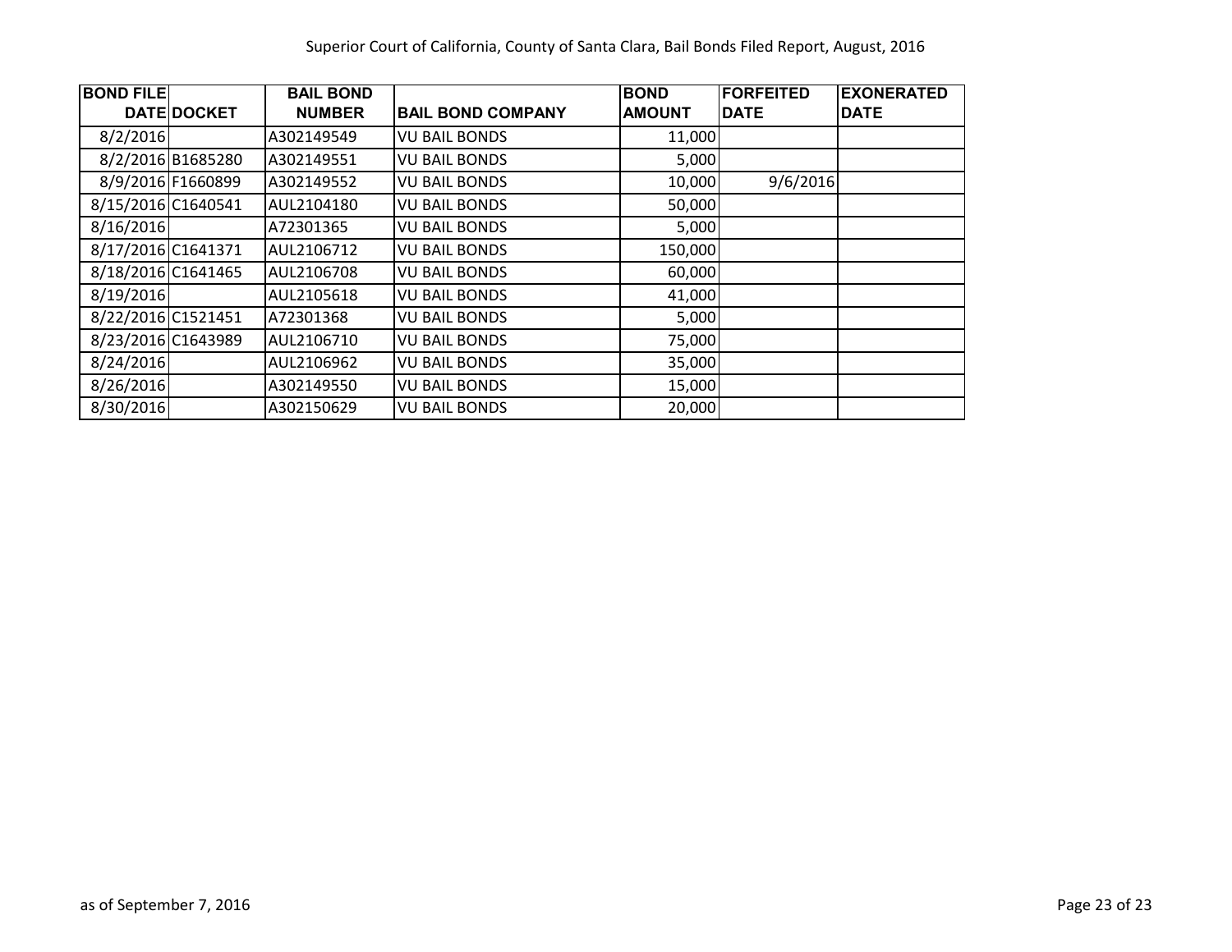| BOND FILE DATE | DOCKET | BAIL BOND NUMBER | BAIL BOND COMPANY | BOND AMOUNT | FORFEITED DATE | EXONERATED DATE |
|---|---|---|---|---|---|---|
| 8/2/2016 | | A302149549 | VU BAIL BONDS | 11,000 | | |
| 8/2/2016 | B1685280 | A302149551 | VU BAIL BONDS | 5,000 | | |
| 8/9/2016 | F1660899 | A302149552 | VU BAIL BONDS | 10,000 | 9/6/2016 | |
| 8/15/2016 | C1640541 | AUL2104180 | VU BAIL BONDS | 50,000 | | |
| 8/16/2016 | | A72301365 | VU BAIL BONDS | 5,000 | | |
| 8/17/2016 | C1641371 | AUL2106712 | VU BAIL BONDS | 150,000 | | |
| 8/18/2016 | C1641465 | AUL2106708 | VU BAIL BONDS | 60,000 | | |
| 8/19/2016 | | AUL2105618 | VU BAIL BONDS | 41,000 | | |
| 8/22/2016 | C1521451 | A72301368 | VU BAIL BONDS | 5,000 | | |
| 8/23/2016 | C1643989 | AUL2106710 | VU BAIL BONDS | 75,000 | | |
| 8/24/2016 | | AUL2106962 | VU BAIL BONDS | 35,000 | | |
| 8/26/2016 | | A302149550 | VU BAIL BONDS | 15,000 | | |
| 8/30/2016 | | A302150629 | VU BAIL BONDS | 20,000 | | |